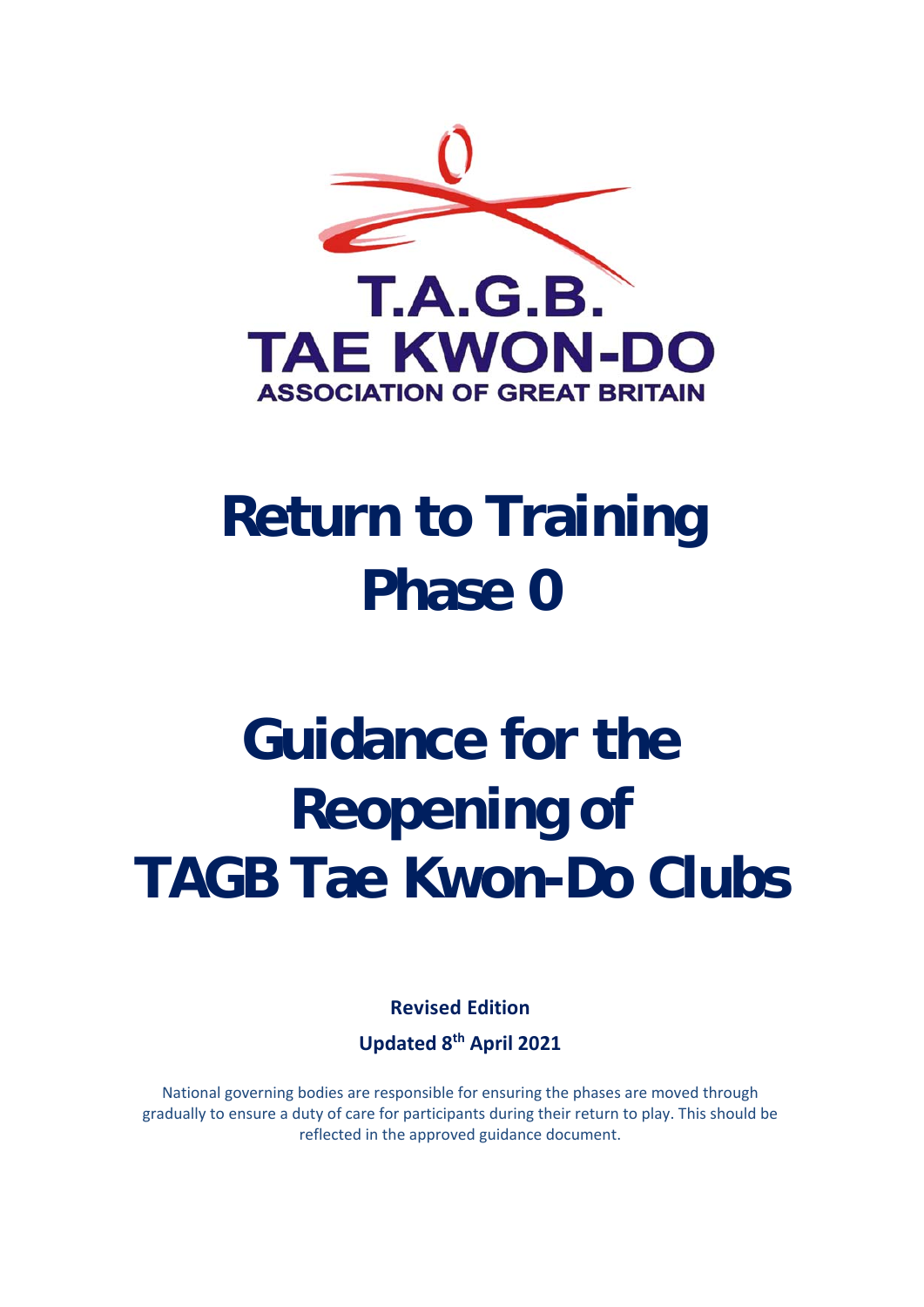T.A.G.B.
TAE KWON-DO
ASSOCIATION OF GREAT BRITAIN

# Return to Training Phase 0

# Guidance for the Reopening of TAGB Tae Kwon-Do Clubs

**Revised Edition**

**Updated 8th April 2021**

National governing bodies are responsible for ensuring the phases are moved through gradually to ensure a duty of care for participants during their return to play. This should be reflected in the approved guidance document.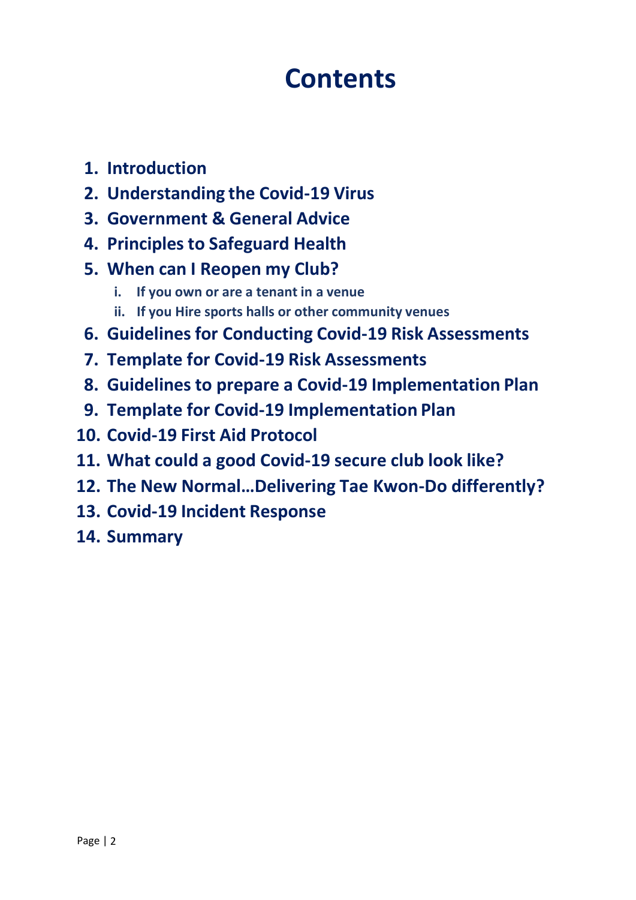# Contents

1. **Introduction**
2. **Understanding the Covid-19 Virus**
3. **Government & General Advice**
4. **Principles to Safeguard Health**
5. **When can I Reopen my Club?**
    i. **If you own or are a tenant in a venue**
    ii. **If you Hire sports halls or other community venues**
6. **Guidelines for Conducting Covid-19 Risk Assessments**
7. **Template for Covid-19 Risk Assessments**
8. **Guidelines to prepare a Covid-19 Implementation Plan**
9. **Template for Covid-19 Implementation Plan**
10. **Covid-19 First Aid Protocol**
11. **What could a good Covid-19 secure club look like?**
12. **The New Normal…Delivering Tae Kwon-Do differently?**
13. **Covid-19 Incident Response**
14. **Summary**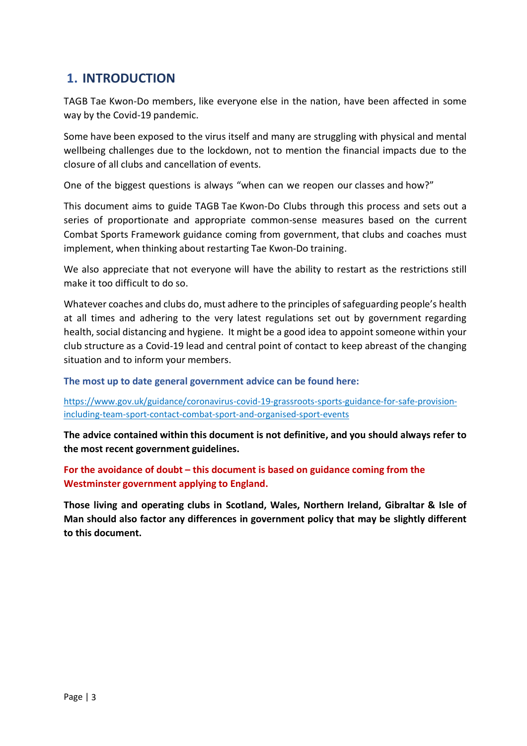## 1. INTRODUCTION

TAGB Tae Kwon-Do members, like everyone else in the nation, have been affected in some way by the Covid-19 pandemic.

Some have been exposed to the virus itself and many are struggling with physical and mental wellbeing challenges due to the lockdown, not to mention the financial impacts due to the closure of all clubs and cancellation of events.

One of the biggest questions is always "when can we reopen our classes and how?"

This document aims to guide TAGB Tae Kwon-Do Clubs through this process and sets out a series of proportionate and appropriate common-sense measures based on the current Combat Sports Framework guidance coming from government, that clubs and coaches must implement, when thinking about restarting Tae Kwon-Do training.

We also appreciate that not everyone will have the ability to restart as the restrictions still make it too difficult to do so.

Whatever coaches and clubs do, must adhere to the principles of safeguarding people's health at all times and adhering to the very latest regulations set out by government regarding health, social distancing and hygiene. It might be a good idea to appoint someone within your club structure as a Covid-19 lead and central point of contact to keep abreast of the changing situation and to inform your members.

**The most up to date general government advice can be found here:**

https://www.gov.uk/guidance/coronavirus-covid-19-grassroots-sports-guidance-for-safe-provision-including-team-sport-contact-combat-sport-and-organised-sport-events

**The advice contained within this document is not definitive, and you should always refer to the most recent government guidelines.**

**For the avoidance of doubt – this document is based on guidance coming from the Westminster government applying to England.**

**Those living and operating clubs in Scotland, Wales, Northern Ireland, Gibraltar & Isle of Man should also factor any differences in government policy that may be slightly different to this document.**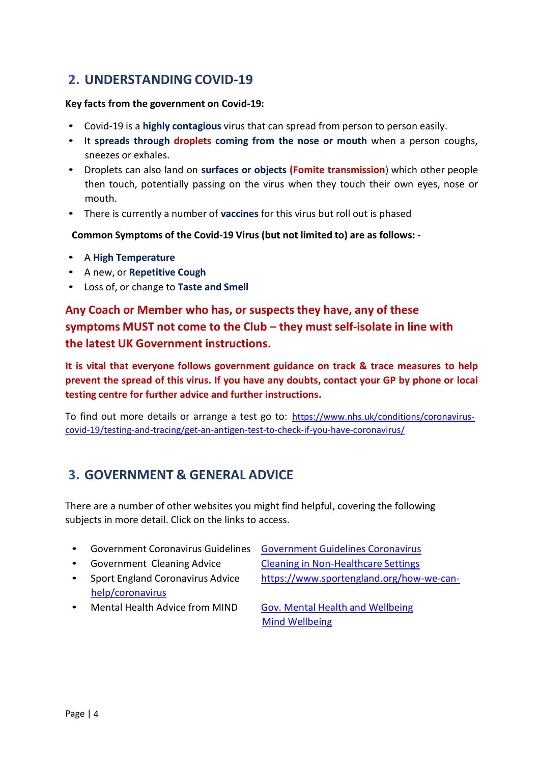## 2. UNDERSTANDING COVID-19

**Key facts from the government on Covid-19:**

- Covid-19 is a **highly contagious** virus that can spread from person to person easily.
- It **spreads through droplets coming from the nose or mouth** when a person coughs, sneezes or exhales.
- Droplets can also land on **surfaces or objects (Fomite transmission)** which other people then touch, potentially passing on the virus when they touch their own eyes, nose or mouth.
- There is currently a number of **vaccines** for this virus but roll out is phased

**Common Symptoms of the Covid-19 Virus (but not limited to) are as follows: -**

- A **High Temperature**
- A new, or **Repetitive Cough**
- Loss of, or change to **Taste and Smell**

### Any Coach or Member who has, or suspects they have, any of these symptoms MUST not come to the Club – they must self-isolate in line with the latest UK Government instructions.

**It is vital that everyone follows government guidance on track & trace measures to help prevent the spread of this virus. If you have any doubts, contact your GP by phone or local testing centre for further advice and further instructions.**

To find out more details or arrange a test go to: https://www.nhs.uk/conditions/coronavirus-covid-19/testing-and-tracing/get-an-antigen-test-to-check-if-you-have-coronavirus/

## 3. GOVERNMENT & GENERAL ADVICE

There are a number of other websites you might find helpful, covering the following subjects in more detail. Click on the links to access.

- Government Coronavirus Guidelines — Government Guidelines Coronavirus
- Government Cleaning Advice — Cleaning in Non-Healthcare Settings
- Sport England Coronavirus Advice — https://www.sportengland.org/how-we-can-help/coronavirus
- Mental Health Advice from MIND — Gov. Mental Health and Wellbeing; Mind Wellbeing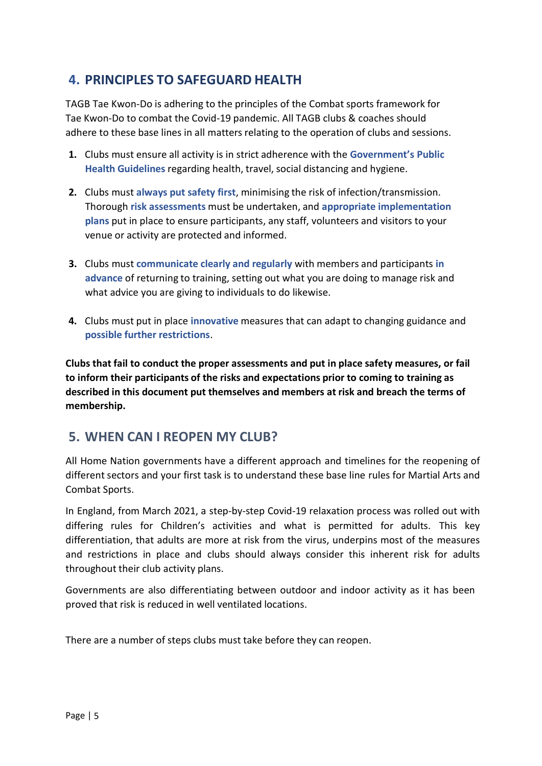## 4. PRINCIPLES TO SAFEGUARD HEALTH

TAGB Tae Kwon-Do is adhering to the principles of the Combat sports framework for Tae Kwon-Do to combat the Covid-19 pandemic. All TAGB clubs & coaches should adhere to these base lines in all matters relating to the operation of clubs and sessions.

1. Clubs must ensure all activity is in strict adherence with the **Government's Public Health Guidelines** regarding health, travel, social distancing and hygiene.
2. Clubs must **always put safety first**, minimising the risk of infection/transmission. Thorough **risk assessments** must be undertaken, and **appropriate implementation plans** put in place to ensure participants, any staff, volunteers and visitors to your venue or activity are protected and informed.
3. Clubs must **communicate clearly and regularly** with members and participants **in advance** of returning to training, setting out what you are doing to manage risk and what advice you are giving to individuals to do likewise.
4. Clubs must put in place **innovative** measures that can adapt to changing guidance and **possible further restrictions**.

**Clubs that fail to conduct the proper assessments and put in place safety measures, or fail to inform their participants of the risks and expectations prior to coming to training as described in this document put themselves and members at risk and breach the terms of membership.**

## 5. WHEN CAN I REOPEN MY CLUB?

All Home Nation governments have a different approach and timelines for the reopening of different sectors and your first task is to understand these base line rules for Martial Arts and Combat Sports.

In England, from March 2021, a step-by-step Covid-19 relaxation process was rolled out with differing rules for Children's activities and what is permitted for adults. This key differentiation, that adults are more at risk from the virus, underpins most of the measures and restrictions in place and clubs should always consider this inherent risk for adults throughout their club activity plans.

Governments are also differentiating between outdoor and indoor activity as it has been proved that risk is reduced in well ventilated locations.

There are a number of steps clubs must take before they can reopen.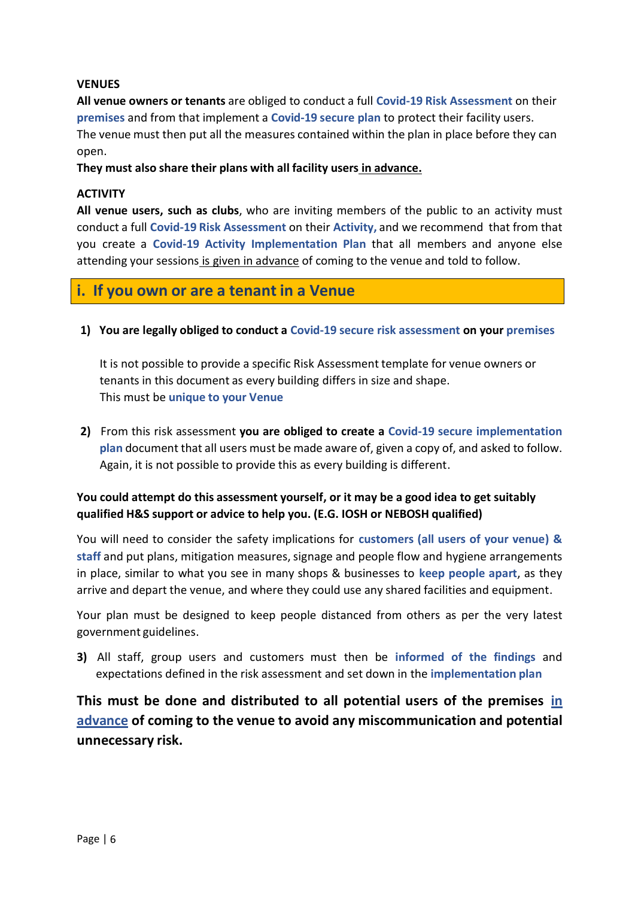**VENUES**

**All venue owners or tenants** are obliged to conduct a full **Covid-19 Risk Assessment** on their **premises** and from that implement a **Covid-19 secure plan** to protect their facility users. The venue must then put all the measures contained within the plan in place before they can open.

**They must also share their plans with all facility users in advance.**

**ACTIVITY**

**All venue users, such as clubs**, who are inviting members of the public to an activity must conduct a full **Covid-19 Risk Assessment** on their **Activity,** and we recommend that from that you create a **Covid-19 Activity Implementation Plan** that all members and anyone else attending your sessions is given in advance of coming to the venue and told to follow.

## i. If you own or are a tenant in a Venue

1) **You are legally obliged to conduct a Covid-19 secure risk assessment on your premises**

   It is not possible to provide a specific Risk Assessment template for venue owners or tenants in this document as every building differs in size and shape.
   This must be **unique to your Venue**

2) From this risk assessment **you are obliged to create a Covid-19 secure implementation plan** document that all users must be made aware of, given a copy of, and asked to follow. Again, it is not possible to provide this as every building is different.

**You could attempt do this assessment yourself, or it may be a good idea to get suitably qualified H&S support or advice to help you. (E.G. IOSH or NEBOSH qualified)**

You will need to consider the safety implications for **customers (all users of your venue) & staff** and put plans, mitigation measures, signage and people flow and hygiene arrangements in place, similar to what you see in many shops & businesses to **keep people apart**, as they arrive and depart the venue, and where they could use any shared facilities and equipment.

Your plan must be designed to keep people distanced from others as per the very latest government guidelines.

3) All staff, group users and customers must then be **informed of the findings** and expectations defined in the risk assessment and set down in the **implementation plan**

**This must be done and distributed to all potential users of the premises in advance of coming to the venue to avoid any miscommunication and potential unnecessary risk.**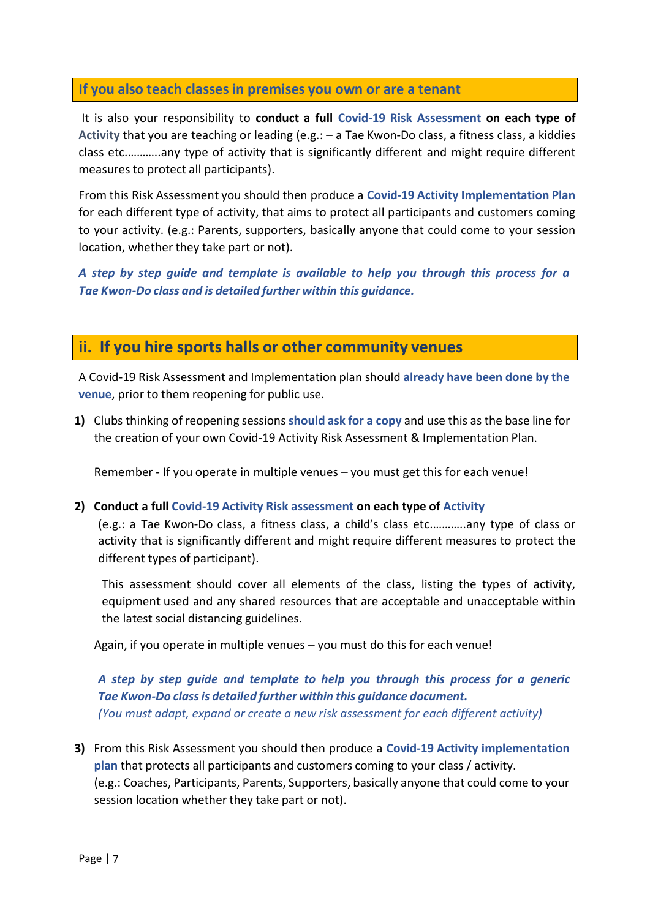## If you also teach classes in premises you own or are a tenant

It is also your responsibility to **conduct a full Covid-19 Risk Assessment on each type of Activity** that you are teaching or leading (e.g.: – a Tae Kwon-Do class, a fitness class, a kiddies class etc………..any type of activity that is significantly different and might require different measures to protect all participants).

From this Risk Assessment you should then produce a **Covid-19 Activity Implementation Plan** for each different type of activity, that aims to protect all participants and customers coming to your activity. (e.g.: Parents, supporters, basically anyone that could come to your session location, whether they take part or not).

***A step by step guide and template is available to help you through this process for a Tae Kwon-Do class and is detailed further within this guidance.***

## ii. If you hire sports halls or other community venues

A Covid-19 Risk Assessment and Implementation plan should **already have been done by the venue**, prior to them reopening for public use.

1) Clubs thinking of reopening sessions **should ask for a copy** and use this as the base line for the creation of your own Covid-19 Activity Risk Assessment & Implementation Plan.

   Remember - If you operate in multiple venues – you must get this for each venue!

2) **Conduct a full Covid-19 Activity Risk assessment on each type of Activity**
   (e.g.: a Tae Kwon-Do class, a fitness class, a child's class etc………..any type of class or activity that is significantly different and might require different measures to protect the different types of participant).

   This assessment should cover all elements of the class, listing the types of activity, equipment used and any shared resources that are acceptable and unacceptable within the latest social distancing guidelines.

   Again, if you operate in multiple venues – you must do this for each venue!

   ***A step by step guide and template to help you through this process for a generic Tae Kwon-Do class is detailed further within this guidance document.***
   *(You must adapt, expand or create a new risk assessment for each different activity)*

3) From this Risk Assessment you should then produce a **Covid-19 Activity implementation plan** that protects all participants and customers coming to your class / activity.
   (e.g.: Coaches, Participants, Parents, Supporters, basically anyone that could come to your session location whether they take part or not).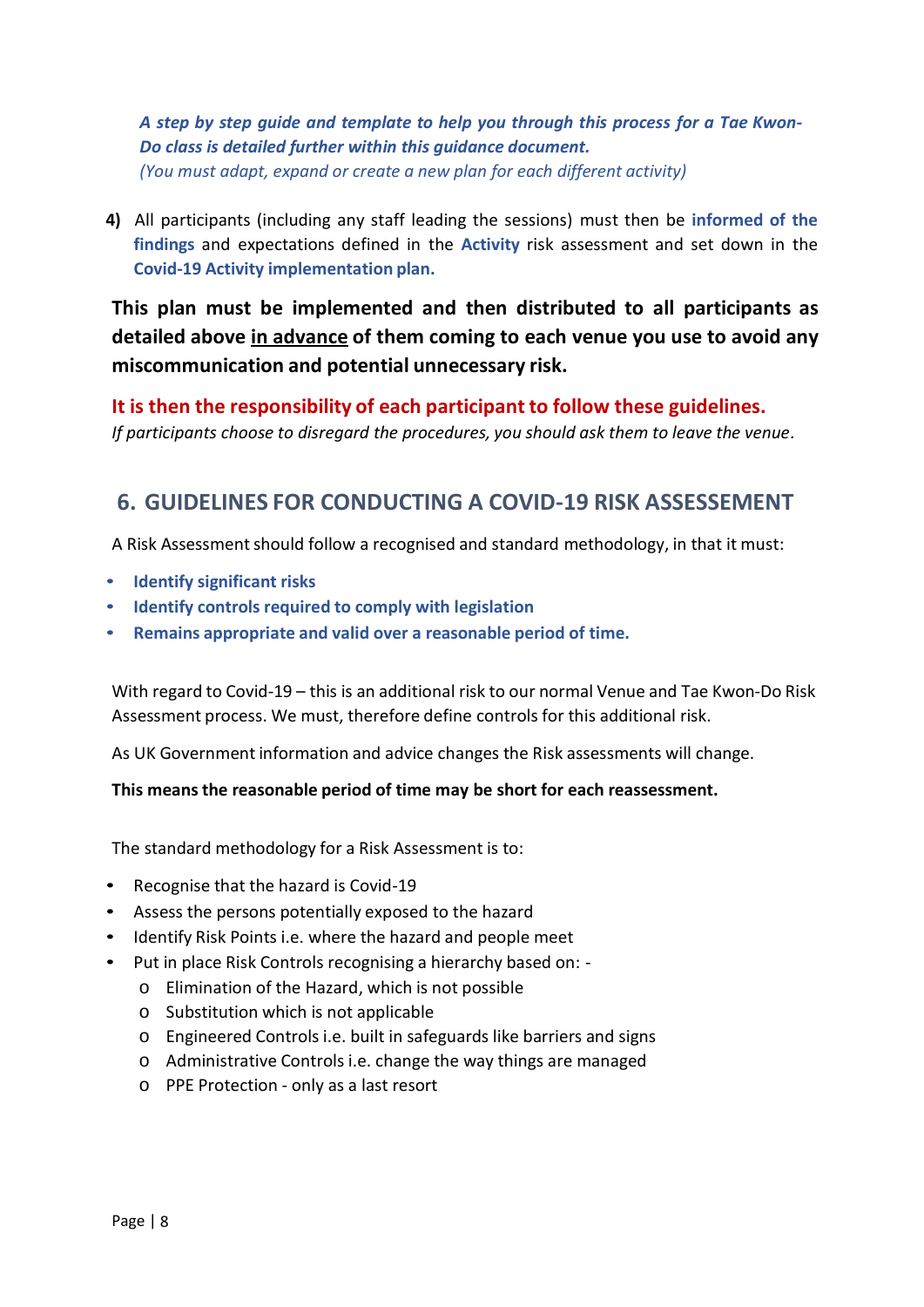***A step by step guide and template to help you through this process for a Tae Kwon-Do class is detailed further within this guidance document.***
*(You must adapt, expand or create a new plan for each different activity)*

4) All participants (including any staff leading the sessions) must then be **informed of the findings** and expectations defined in the **Activity** risk assessment and set down in the **Covid-19 Activity implementation plan.**

**This plan must be implemented and then distributed to all participants as detailed above <u>in advance</u> of them coming to each venue you use to avoid any miscommunication and potential unnecessary risk.**

**It is then the responsibility of each participant to follow these guidelines.**
*If participants choose to disregard the procedures, you should ask them to leave the venue.*

## 6. GUIDELINES FOR CONDUCTING A COVID-19 RISK ASSESEMENT

A Risk Assessment should follow a recognised and standard methodology, in that it must:

- **Identify significant risks**
- **Identify controls required to comply with legislation**
- **Remains appropriate and valid over a reasonable period of time.**

With regard to Covid-19 – this is an additional risk to our normal Venue and Tae Kwon-Do Risk Assessment process. We must, therefore define controls for this additional risk.

As UK Government information and advice changes the Risk assessments will change.

**This means the reasonable period of time may be short for each reassessment.**

The standard methodology for a Risk Assessment is to:

- Recognise that the hazard is Covid-19
- Assess the persons potentially exposed to the hazard
- Identify Risk Points i.e. where the hazard and people meet
- Put in place Risk Controls recognising a hierarchy based on: -
  - Elimination of the Hazard, which is not possible
  - Substitution which is not applicable
  - Engineered Controls i.e. built in safeguards like barriers and signs
  - Administrative Controls i.e. change the way things are managed
  - PPE Protection - only as a last resort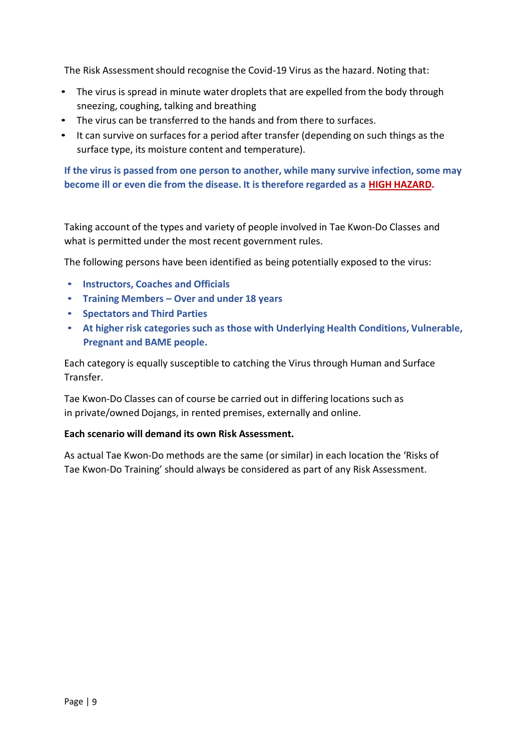The Risk Assessment should recognise the Covid-19 Virus as the hazard. Noting that:

- The virus is spread in minute water droplets that are expelled from the body through sneezing, coughing, talking and breathing
- The virus can be transferred to the hands and from there to surfaces.
- It can survive on surfaces for a period after transfer (depending on such things as the surface type, its moisture content and temperature).

**If the virus is passed from one person to another, while many survive infection, some may become ill or even die from the disease. It is therefore regarded as a HIGH HAZARD.**

Taking account of the types and variety of people involved in Tae Kwon-Do Classes and what is permitted under the most recent government rules.

The following persons have been identified as being potentially exposed to the virus:

- **Instructors, Coaches and Officials**
- **Training Members – Over and under 18 years**
- **Spectators and Third Parties**
- **At higher risk categories such as those with Underlying Health Conditions, Vulnerable, Pregnant and BAME people.**

Each category is equally susceptible to catching the Virus through Human and Surface Transfer.

Tae Kwon-Do Classes can of course be carried out in differing locations such as in private/owned Dojangs, in rented premises, externally and online.

**Each scenario will demand its own Risk Assessment.**

As actual Tae Kwon-Do methods are the same (or similar) in each location the 'Risks of Tae Kwon-Do Training' should always be considered as part of any Risk Assessment.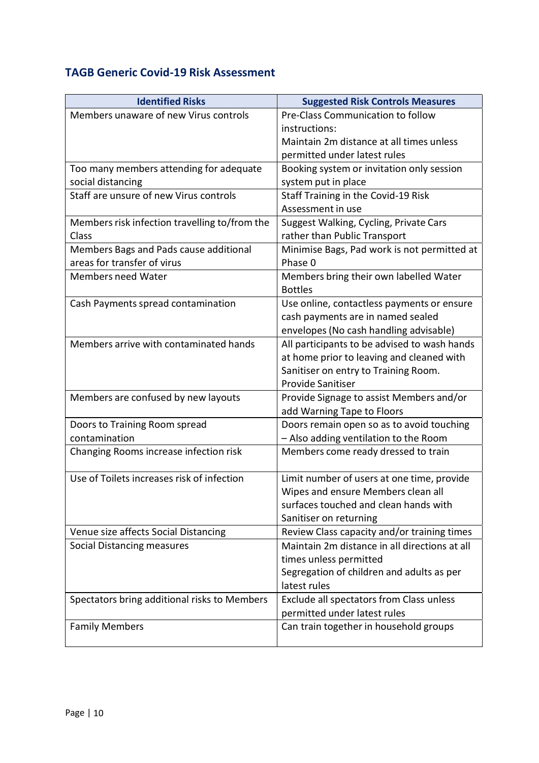## TAGB Generic Covid-19 Risk Assessment

| Identified Risks | Suggested Risk Controls Measures |
|---|---|
| Members unaware of new Virus controls | Pre-Class Communication to follow instructions:<br>Maintain 2m distance at all times unless permitted under latest rules |
| Too many members attending for adequate social distancing | Booking system or invitation only session system put in place |
| Staff are unsure of new Virus controls | Staff Training in the Covid-19 Risk Assessment in use |
| Members risk infection travelling to/from the Class | Suggest Walking, Cycling, Private Cars rather than Public Transport |
| Members Bags and Pads cause additional areas for transfer of virus | Minimise Bags, Pad work is not permitted at Phase 0 |
| Members need Water | Members bring their own labelled Water Bottles |
| Cash Payments spread contamination | Use online, contactless payments or ensure cash payments are in named sealed envelopes (No cash handling advisable) |
| Members arrive with contaminated hands | All participants to be advised to wash hands at home prior to leaving and cleaned with Sanitiser on entry to Training Room.<br>Provide Sanitiser |
| Members are confused by new layouts | Provide Signage to assist Members and/or add Warning Tape to Floors |
| Doors to Training Room spread contamination | Doors remain open so as to avoid touching – Also adding ventilation to the Room |
| Changing Rooms increase infection risk | Members come ready dressed to train |
| Use of Toilets increases risk of infection | Limit number of users at one time, provide Wipes and ensure Members clean all surfaces touched and clean hands with Sanitiser on returning |
| Venue size affects Social Distancing | Review Class capacity and/or training times |
| Social Distancing measures | Maintain 2m distance in all directions at all times unless permitted<br>Segregation of children and adults as per latest rules |
| Spectators bring additional risks to Members | Exclude all spectators from Class unless permitted under latest rules |
| Family Members | Can train together in household groups |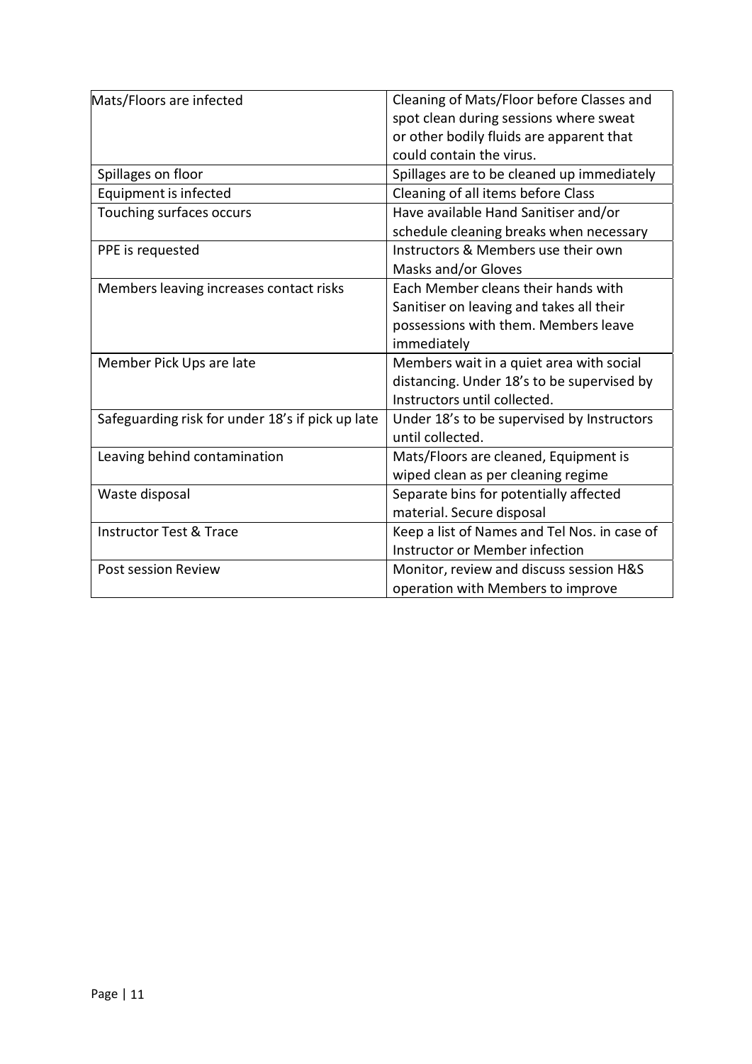| Mats/Floors are infected | Cleaning of Mats/Floor before Classes and spot clean during sessions where sweat or other bodily fluids are apparent that could contain the virus. |
|---|---|
| Spillages on floor | Spillages are to be cleaned up immediately |
| Equipment is infected | Cleaning of all items before Class |
| Touching surfaces occurs | Have available Hand Sanitiser and/or schedule cleaning breaks when necessary |
| PPE is requested | Instructors & Members use their own Masks and/or Gloves |
| Members leaving increases contact risks | Each Member cleans their hands with Sanitiser on leaving and takes all their possessions with them. Members leave immediately |
| Member Pick Ups are late | Members wait in a quiet area with social distancing. Under 18's to be supervised by Instructors until collected. |
| Safeguarding risk for under 18's if pick up late | Under 18's to be supervised by Instructors until collected. |
| Leaving behind contamination | Mats/Floors are cleaned, Equipment is wiped clean as per cleaning regime |
| Waste disposal | Separate bins for potentially affected material. Secure disposal |
| Instructor Test & Trace | Keep a list of Names and Tel Nos. in case of Instructor or Member infection |
| Post session Review | Monitor, review and discuss session H&S operation with Members to improve |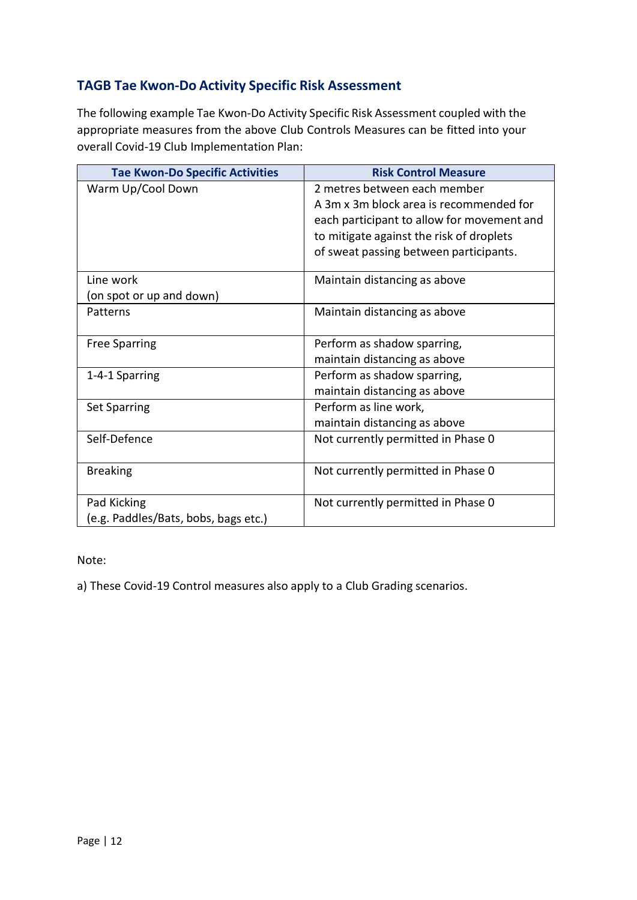## TAGB Tae Kwon-Do Activity Specific Risk Assessment

The following example Tae Kwon-Do Activity Specific Risk Assessment coupled with the appropriate measures from the above Club Controls Measures can be fitted into your overall Covid-19 Club Implementation Plan:

| Tae Kwon-Do Specific Activities | Risk Control Measure |
|---|---|
| Warm Up/Cool Down | 2 metres between each member<br>A 3m x 3m block area is recommended for each participant to allow for movement and to mitigate against the risk of droplets of sweat passing between participants. |
| Line work<br>(on spot or up and down) | Maintain distancing as above |
| Patterns | Maintain distancing as above |
| Free Sparring | Perform as shadow sparring,<br>maintain distancing as above |
| 1-4-1 Sparring | Perform as shadow sparring,<br>maintain distancing as above |
| Set Sparring | Perform as line work,<br>maintain distancing as above |
| Self-Defence | Not currently permitted in Phase 0 |
| Breaking | Not currently permitted in Phase 0 |
| Pad Kicking<br>(e.g. Paddles/Bats, bobs, bags etc.) | Not currently permitted in Phase 0 |

Note:

a) These Covid-19 Control measures also apply to a Club Grading scenarios.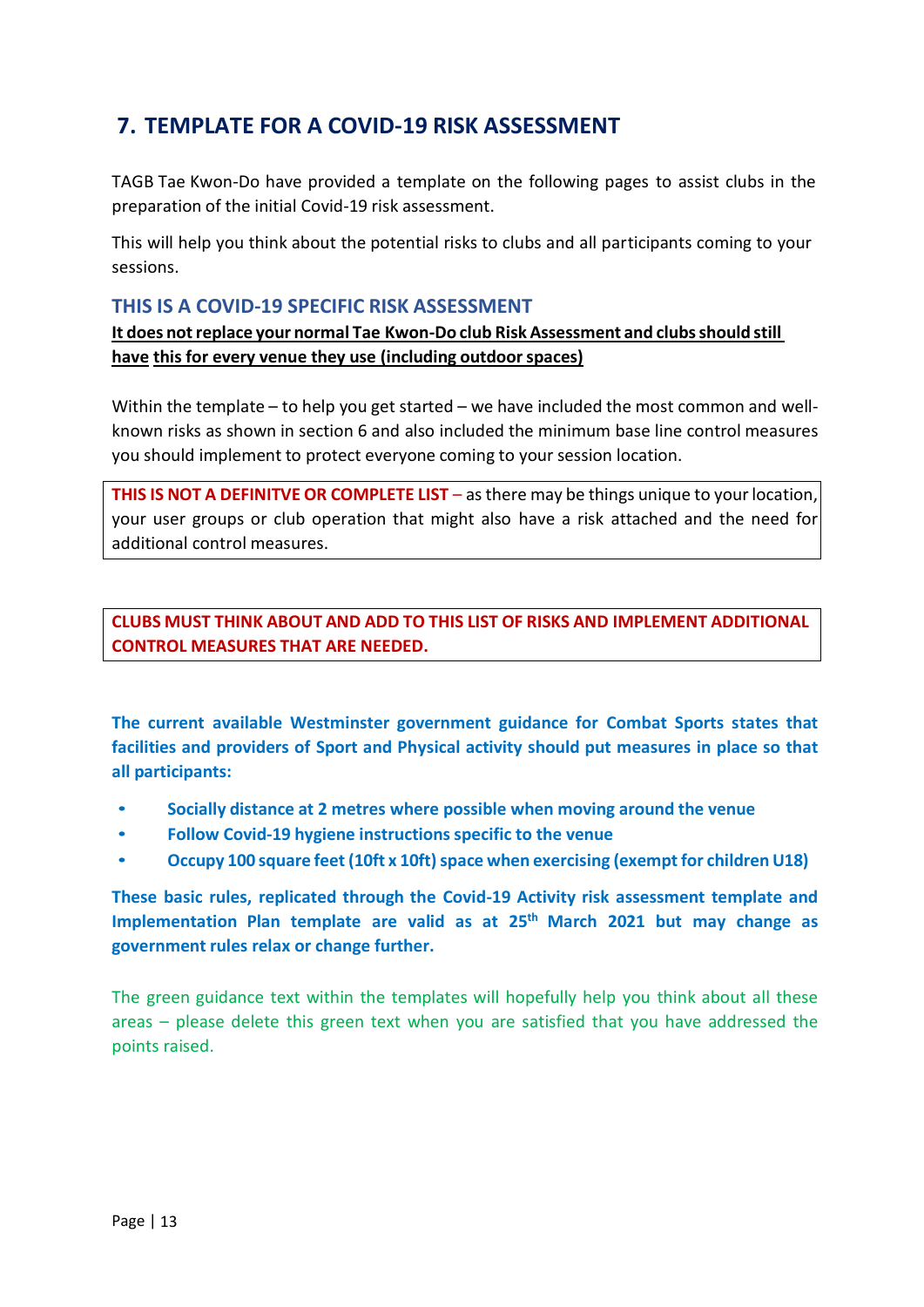## 7. TEMPLATE FOR A COVID-19 RISK ASSESSMENT

TAGB Tae Kwon-Do have provided a template on the following pages to assist clubs in the preparation of the initial Covid-19 risk assessment.

This will help you think about the potential risks to clubs and all participants coming to your sessions.

### THIS IS A COVID-19 SPECIFIC RISK ASSESSMENT

**It does not replace your normal Tae Kwon-Do club Risk Assessment and clubs should still have this for every venue they use (including outdoor spaces)**

Within the template – to help you get started – we have included the most common and well-known risks as shown in section 6 and also included the minimum base line control measures you should implement to protect everyone coming to your session location.

**THIS IS NOT A DEFINITVE OR COMPLETE LIST** – as there may be things unique to your location, your user groups or club operation that might also have a risk attached and the need for additional control measures.

**CLUBS MUST THINK ABOUT AND ADD TO THIS LIST OF RISKS AND IMPLEMENT ADDITIONAL CONTROL MEASURES THAT ARE NEEDED.**

**The current available Westminster government guidance for Combat Sports states that facilities and providers of Sport and Physical activity should put measures in place so that all participants:**

- **Socially distance at 2 metres where possible when moving around the venue**
- **Follow Covid-19 hygiene instructions specific to the venue**
- **Occupy 100 square feet (10ft x 10ft) space when exercising (exempt for children U18)**

**These basic rules, replicated through the Covid-19 Activity risk assessment template and Implementation Plan template are valid as at 25th March 2021 but may change as government rules relax or change further.**

The green guidance text within the templates will hopefully help you think about all these areas – please delete this green text when you are satisfied that you have addressed the points raised.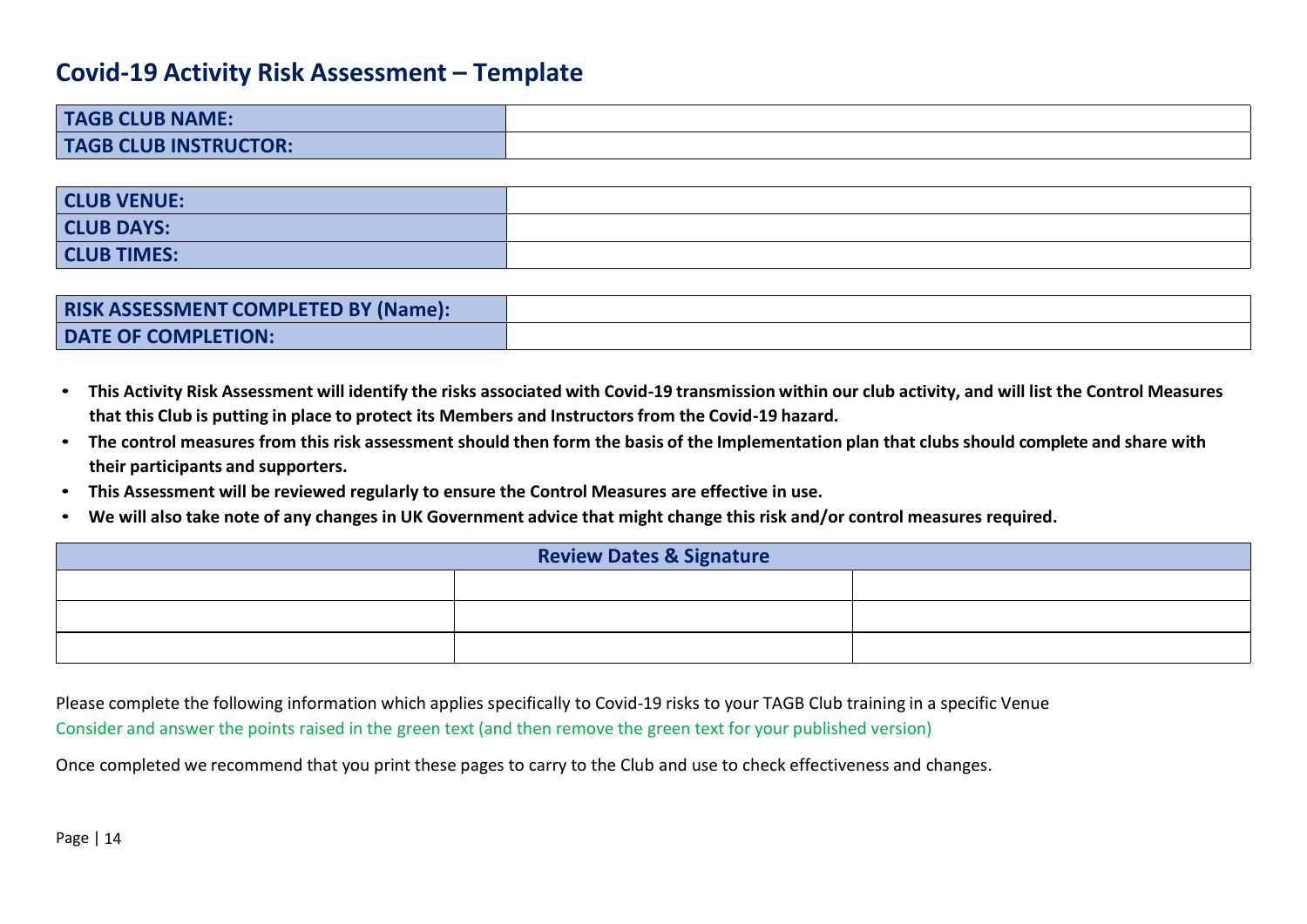# Covid-19 Activity Risk Assessment – Template

| **TAGB CLUB NAME:** | |
|---|---|
| **TAGB CLUB INSTRUCTOR:** | |

| **CLUB VENUE:** | |
|---|---|
| **CLUB DAYS:** | |
| **CLUB TIMES:** | |

| **RISK ASSESSMENT COMPLETED BY (Name):** | |
|---|---|
| **DATE OF COMPLETION:** | |

- **This Activity Risk Assessment will identify the risks associated with Covid-19 transmission within our club activity, and will list the Control Measures that this Club is putting in place to protect its Members and Instructors from the Covid-19 hazard.**
- **The control measures from this risk assessment should then form the basis of the Implementation plan that clubs should complete and share with their participants and supporters.**
- **This Assessment will be reviewed regularly to ensure the Control Measures are effective in use.**
- **We will also take note of any changes in UK Government advice that might change this risk and/or control measures required.**

| **Review Dates & Signature** | | |
|---|---|---|
| | | |
| | | |
| | | |

Please complete the following information which applies specifically to Covid-19 risks to your TAGB Club training in a specific Venue

Consider and answer the points raised in the green text (and then remove the green text for your published version)

Once completed we recommend that you print these pages to carry to the Club and use to check effectiveness and changes.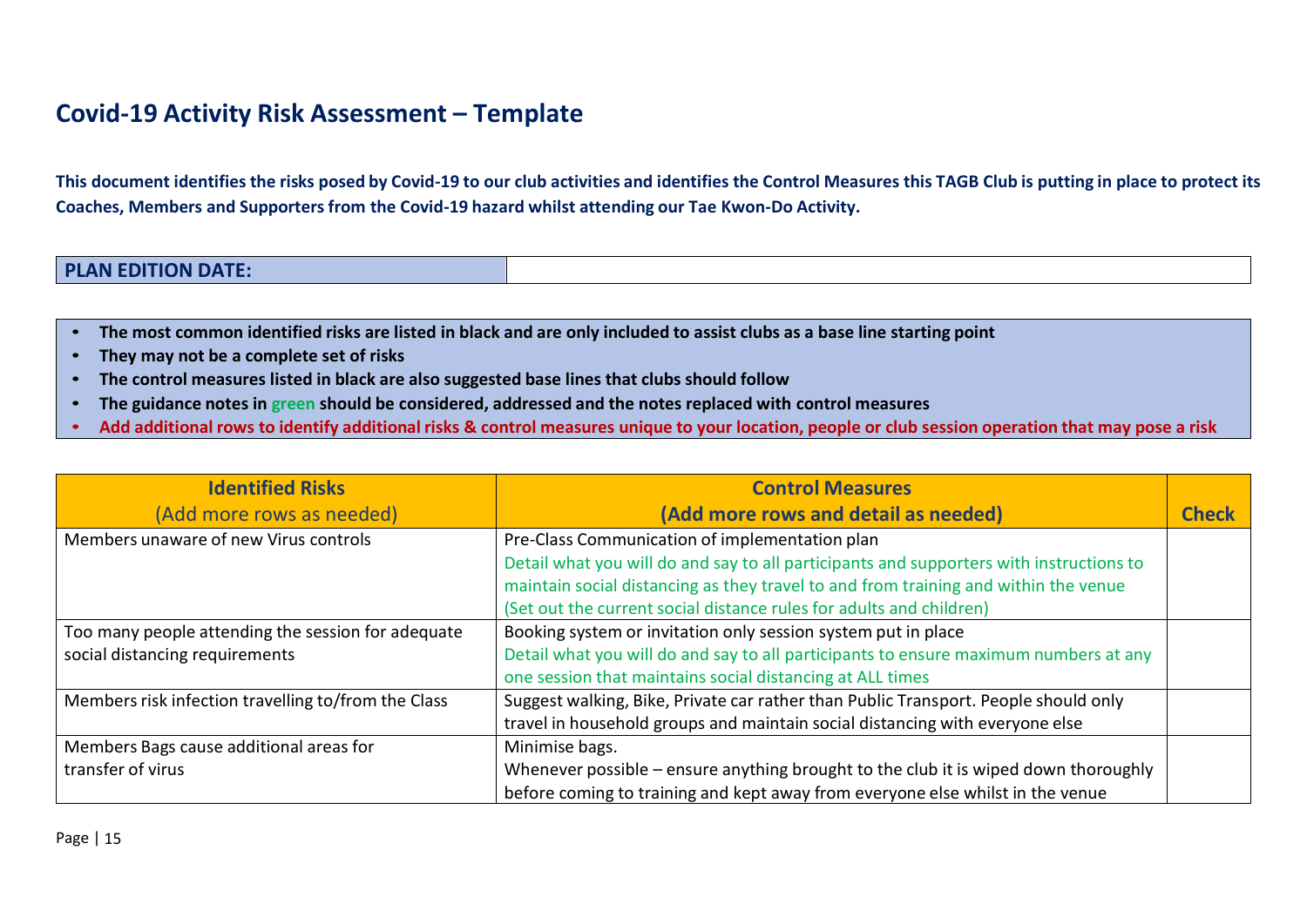# Covid-19 Activity Risk Assessment – Template

**This document identifies the risks posed by Covid-19 to our club activities and identifies the Control Measures this TAGB Club is putting in place to protect its Coaches, Members and Supporters from the Covid-19 hazard whilst attending our Tae Kwon-Do Activity.**

| **PLAN EDITION DATE:** | |
|---|---|

- **The most common identified risks are listed in black and are only included to assist clubs as a base line starting point**
- **They may not be a complete set of risks**
- **The control measures listed in black are also suggested base lines that clubs should follow**
- **The guidance notes in green should be considered, addressed and the notes replaced with control measures**
- **Add additional rows to identify additional risks & control measures unique to your location, people or club session operation that may pose a risk**

| **Identified Risks** (Add more rows as needed) | **Control Measures (Add more rows and detail as needed)** | **Check** |
|---|---|---|
| Members unaware of new Virus controls | Pre-Class Communication of implementation plan<br>Detail what you will do and say to all participants and supporters with instructions to maintain social distancing as they travel to and from training and within the venue (Set out the current social distance rules for adults and children) | |
| Too many people attending the session for adequate social distancing requirements | Booking system or invitation only session system put in place<br>Detail what you will do and say to all participants to ensure maximum numbers at any one session that maintains social distancing at ALL times | |
| Members risk infection travelling to/from the Class | Suggest walking, Bike, Private car rather than Public Transport. People should only travel in household groups and maintain social distancing with everyone else | |
| Members Bags cause additional areas for transfer of virus | Minimise bags.<br>Whenever possible – ensure anything brought to the club it is wiped down thoroughly before coming to training and kept away from everyone else whilst in the venue | |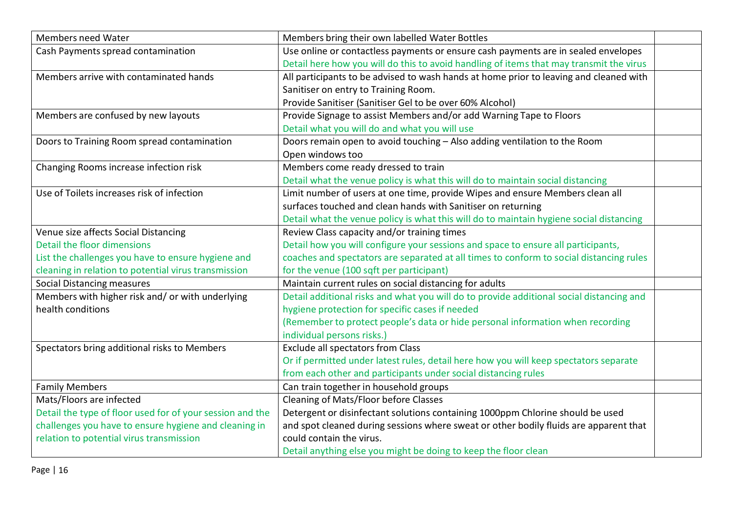| | | |
|---|---|---|
| Members need Water | Members bring their own labelled Water Bottles | |
| Cash Payments spread contamination | Use online or contactless payments or ensure cash payments are in sealed envelopes<br>Detail here how you will do this to avoid handling of items that may transmit the virus | |
| Members arrive with contaminated hands | All participants to be advised to wash hands at home prior to leaving and cleaned with Sanitiser on entry to Training Room.<br>Provide Sanitiser (Sanitiser Gel to be over 60% Alcohol) | |
| Members are confused by new layouts | Provide Signage to assist Members and/or add Warning Tape to Floors<br>Detail what you will do and what you will use | |
| Doors to Training Room spread contamination | Doors remain open to avoid touching – Also adding ventilation to the Room<br>Open windows too | |
| Changing Rooms increase infection risk | Members come ready dressed to train<br>Detail what the venue policy is what this will do to maintain social distancing | |
| Use of Toilets increases risk of infection | Limit number of users at one time, provide Wipes and ensure Members clean all surfaces touched and clean hands with Sanitiser on returning<br>Detail what the venue policy is what this will do to maintain hygiene social distancing | |
| Venue size affects Social Distancing<br>Detail the floor dimensions<br>List the challenges you have to ensure hygiene and cleaning in relation to potential virus transmission | Review Class capacity and/or training times<br>Detail how you will configure your sessions and space to ensure all participants, coaches and spectators are separated at all times to conform to social distancing rules for the venue (100 sqft per participant) | |
| Social Distancing measures | Maintain current rules on social distancing for adults | |
| Members with higher risk and/ or with underlying health conditions | Detail additional risks and what you will do to provide additional social distancing and hygiene protection for specific cases if needed<br>(Remember to protect people's data or hide personal information when recording individual persons risks.) | |
| Spectators bring additional risks to Members | Exclude all spectators from Class<br>Or if permitted under latest rules, detail here how you will keep spectators separate from each other and participants under social distancing rules | |
| Family Members | Can train together in household groups | |
| Mats/Floors are infected<br>Detail the type of floor used for of your session and the challenges you have to ensure hygiene and cleaning in relation to potential virus transmission | Cleaning of Mats/Floor before Classes<br>Detergent or disinfectant solutions containing 1000ppm Chlorine should be used and spot cleaned during sessions where sweat or other bodily fluids are apparent that could contain the virus.<br>Detail anything else you might be doing to keep the floor clean | |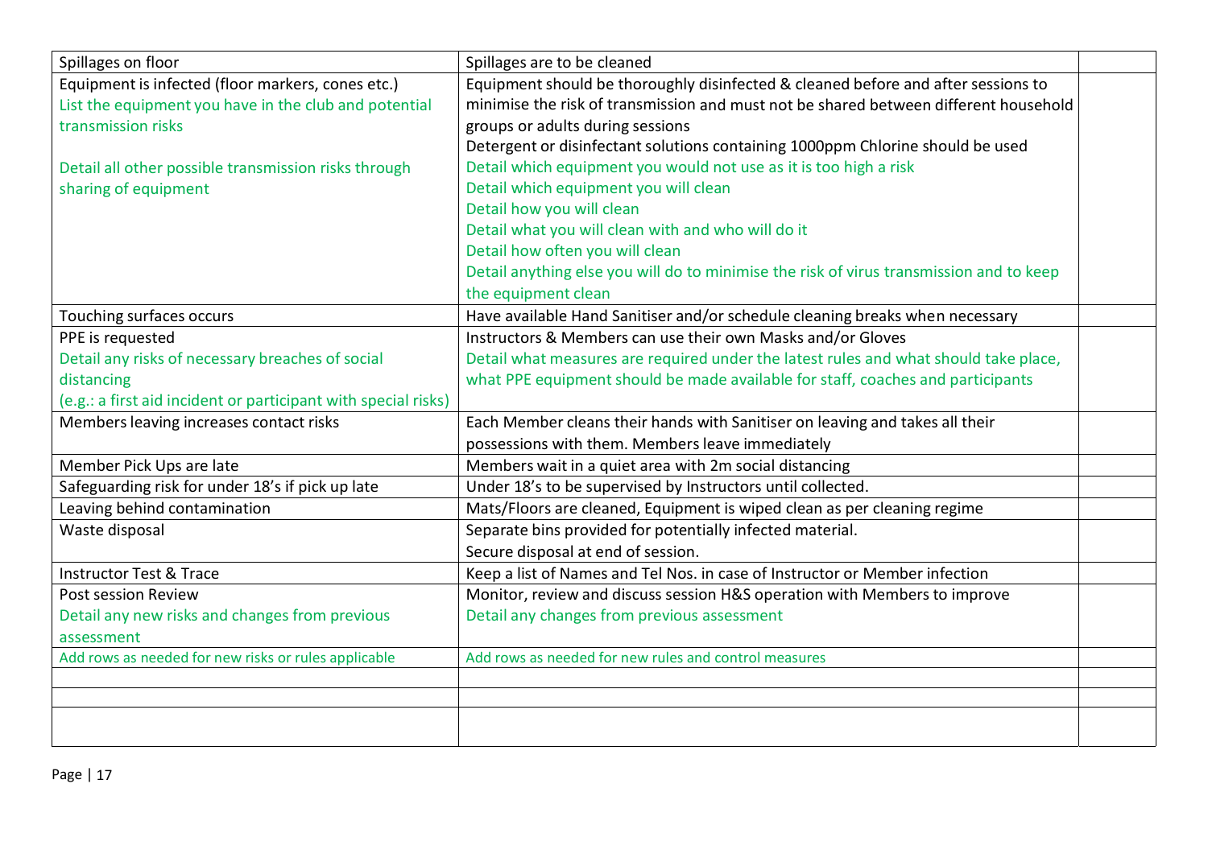| Spillages on floor | Spillages are to be cleaned | |
|---|---|---|
| Equipment is infected (floor markers, cones etc.)<br>List the equipment you have in the club and potential transmission risks<br><br>Detail all other possible transmission risks through sharing of equipment | Equipment should be thoroughly disinfected & cleaned before and after sessions to minimise the risk of transmission and must not be shared between different household groups or adults during sessions<br>Detergent or disinfectant solutions containing 1000ppm Chlorine should be used<br>Detail which equipment you would not use as it is too high a risk<br>Detail which equipment you will clean<br>Detail how you will clean<br>Detail what you will clean with and who will do it<br>Detail how often you will clean<br>Detail anything else you will do to minimise the risk of virus transmission and to keep the equipment clean | |
| Touching surfaces occurs | Have available Hand Sanitiser and/or schedule cleaning breaks when necessary | |
| PPE is requested<br>Detail any risks of necessary breaches of social distancing<br>(e.g.: a first aid incident or participant with special risks) | Instructors & Members can use their own Masks and/or Gloves<br>Detail what measures are required under the latest rules and what should take place, what PPE equipment should be made available for staff, coaches and participants | |
| Members leaving increases contact risks | Each Member cleans their hands with Sanitiser on leaving and takes all their possessions with them. Members leave immediately | |
| Member Pick Ups are late | Members wait in a quiet area with 2m social distancing | |
| Safeguarding risk for under 18's if pick up late | Under 18's to be supervised by Instructors until collected. | |
| Leaving behind contamination | Mats/Floors are cleaned, Equipment is wiped clean as per cleaning regime | |
| Waste disposal | Separate bins provided for potentially infected material.<br>Secure disposal at end of session. | |
| Instructor Test & Trace | Keep a list of Names and Tel Nos. in case of Instructor or Member infection | |
| Post session Review<br>Detail any new risks and changes from previous assessment | Monitor, review and discuss session H&S operation with Members to improve<br>Detail any changes from previous assessment | |
| Add rows as needed for new risks or rules applicable | Add rows as needed for new rules and control measures | |
| | | |
| | | |
| | | |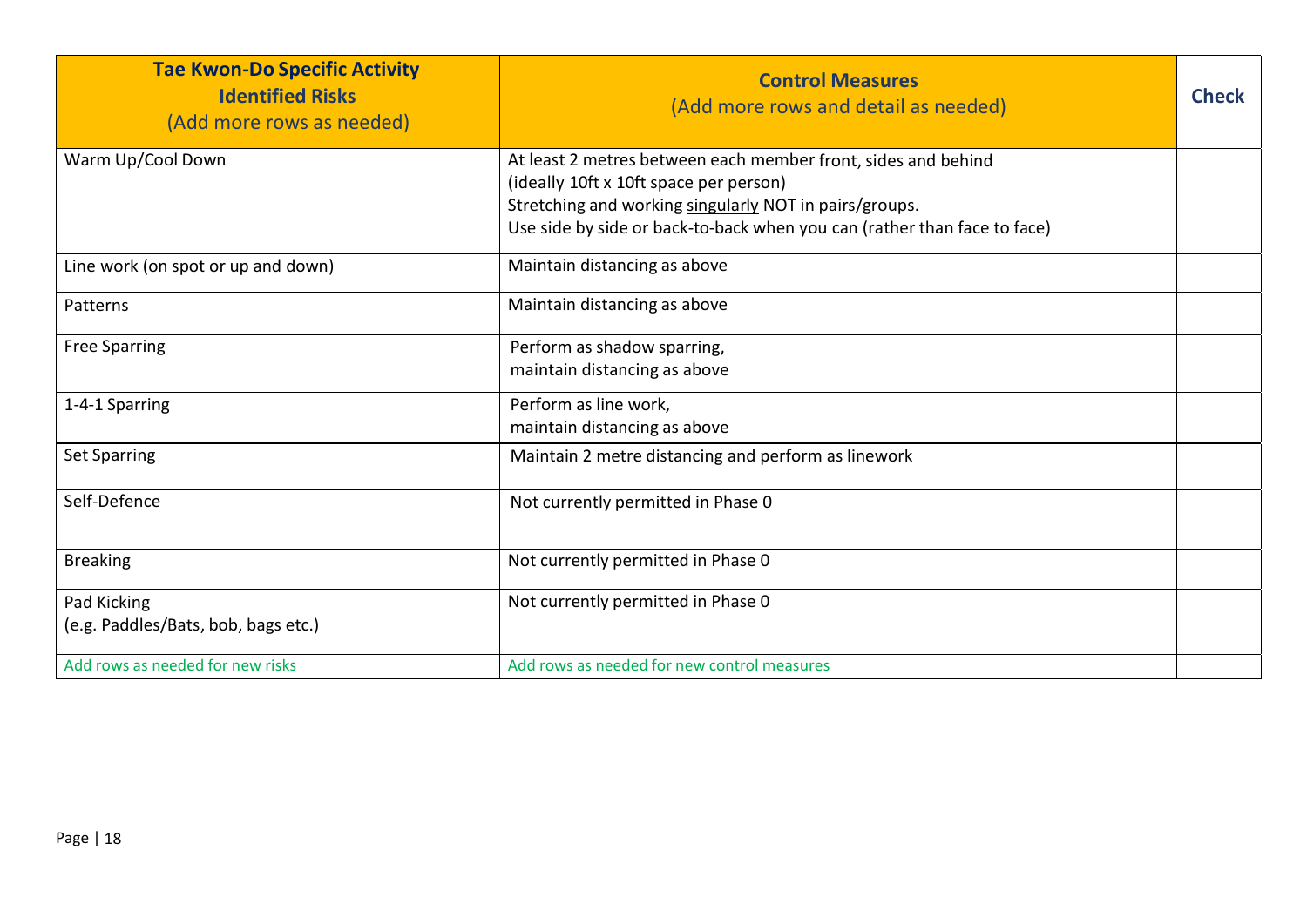| **Tae Kwon-Do Specific Activity Identified Risks** (Add more rows as needed) | **Control Measures** (Add more rows and detail as needed) | **Check** |
|---|---|---|
| Warm Up/Cool Down | At least 2 metres between each member front, sides and behind<br>(ideally 10ft x 10ft space per person)<br>Stretching and working singularly NOT in pairs/groups.<br>Use side by side or back-to-back when you can (rather than face to face) | |
| Line work (on spot or up and down) | Maintain distancing as above | |
| Patterns | Maintain distancing as above | |
| Free Sparring | Perform as shadow sparring,<br>maintain distancing as above | |
| 1-4-1 Sparring | Perform as line work,<br>maintain distancing as above | |
| Set Sparring | Maintain 2 metre distancing and perform as linework | |
| Self-Defence | Not currently permitted in Phase 0 | |
| Breaking | Not currently permitted in Phase 0 | |
| Pad Kicking<br>(e.g. Paddles/Bats, bob, bags etc.) | Not currently permitted in Phase 0 | |
| Add rows as needed for new risks | Add rows as needed for new control measures | |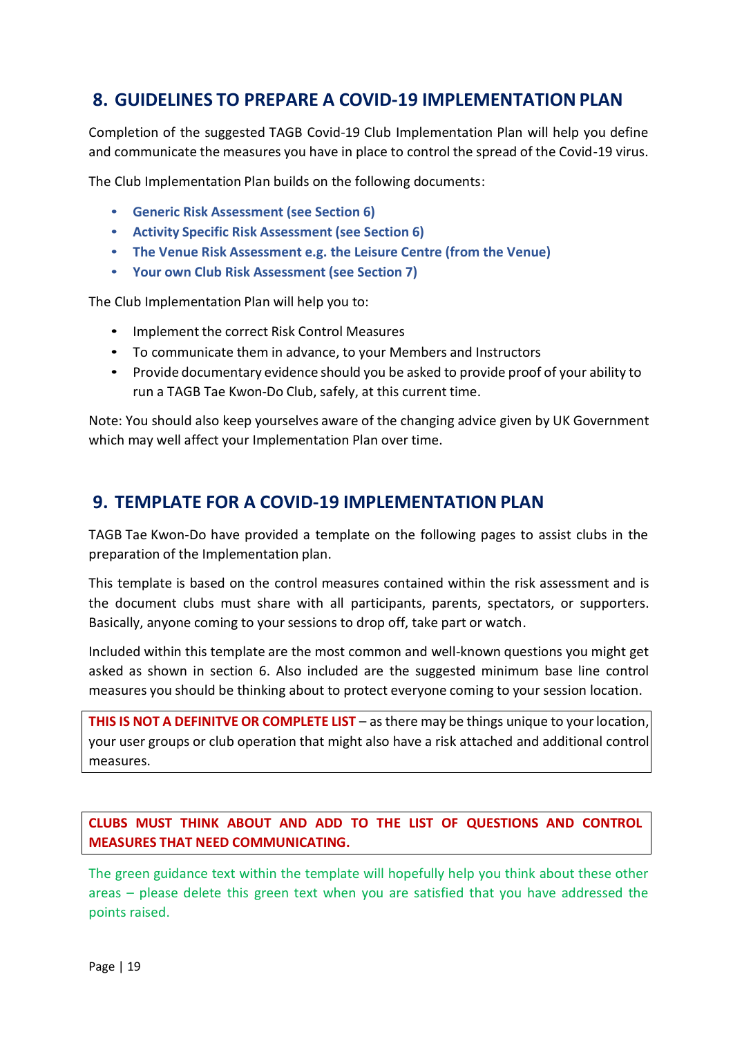## 8. GUIDELINES TO PREPARE A COVID-19 IMPLEMENTATION PLAN

Completion of the suggested TAGB Covid-19 Club Implementation Plan will help you define and communicate the measures you have in place to control the spread of the Covid-19 virus.

The Club Implementation Plan builds on the following documents:

- **Generic Risk Assessment (see Section 6)**
- **Activity Specific Risk Assessment (see Section 6)**
- **The Venue Risk Assessment e.g. the Leisure Centre (from the Venue)**
- **Your own Club Risk Assessment (see Section 7)**

The Club Implementation Plan will help you to:

- Implement the correct Risk Control Measures
- To communicate them in advance, to your Members and Instructors
- Provide documentary evidence should you be asked to provide proof of your ability to run a TAGB Tae Kwon-Do Club, safely, at this current time.

Note: You should also keep yourselves aware of the changing advice given by UK Government which may well affect your Implementation Plan over time.

## 9. TEMPLATE FOR A COVID-19 IMPLEMENTATION PLAN

TAGB Tae Kwon-Do have provided a template on the following pages to assist clubs in the preparation of the Implementation plan.

This template is based on the control measures contained within the risk assessment and is the document clubs must share with all participants, parents, spectators, or supporters. Basically, anyone coming to your sessions to drop off, take part or watch.

Included within this template are the most common and well-known questions you might get asked as shown in section 6. Also included are the suggested minimum base line control measures you should be thinking about to protect everyone coming to your session location.

**THIS IS NOT A DEFINITVE OR COMPLETE LIST** – as there may be things unique to your location, your user groups or club operation that might also have a risk attached and additional control measures.

**CLUBS MUST THINK ABOUT AND ADD TO THE LIST OF QUESTIONS AND CONTROL MEASURES THAT NEED COMMUNICATING.**

The green guidance text within the template will hopefully help you think about these other areas – please delete this green text when you are satisfied that you have addressed the points raised.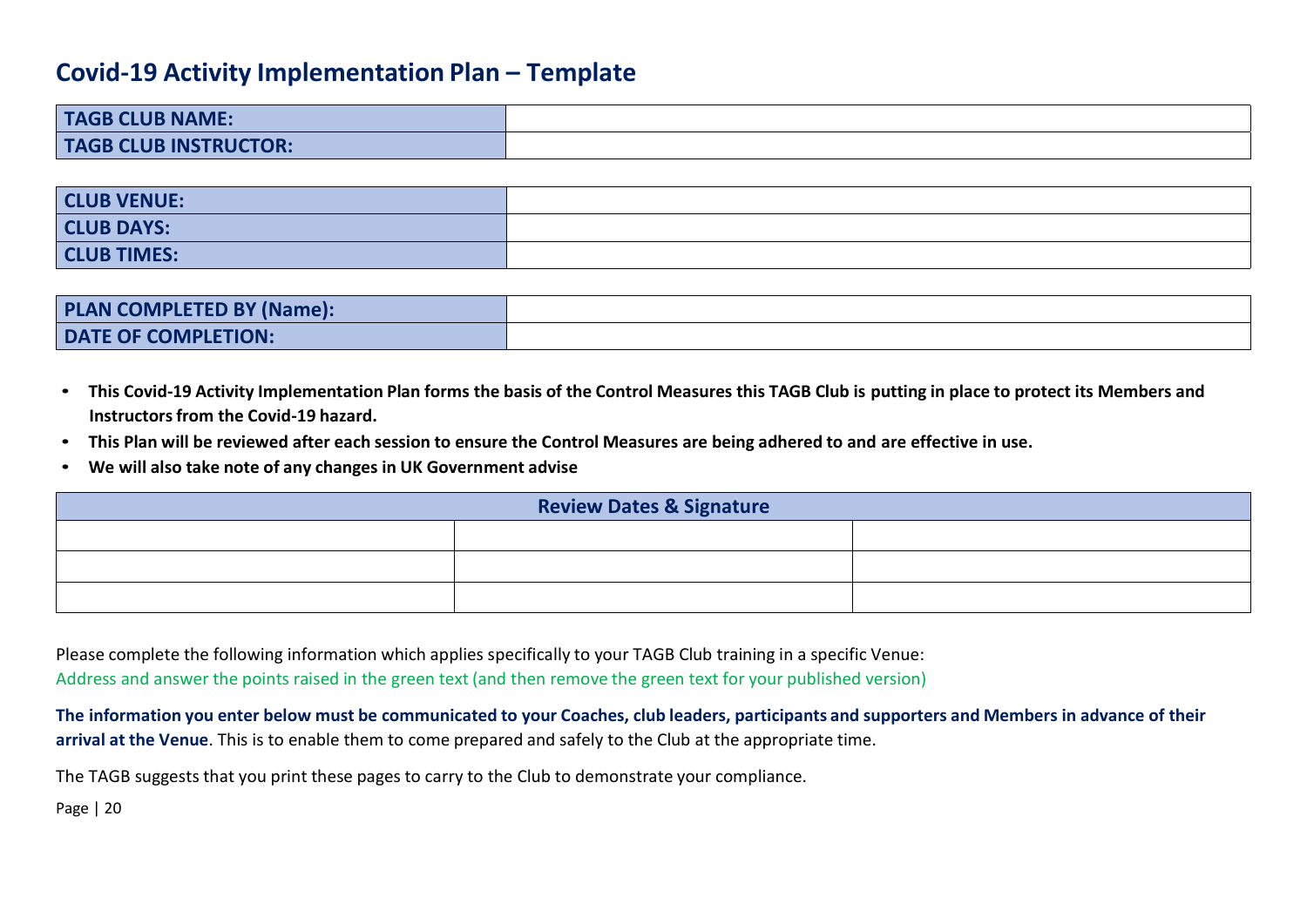# Covid-19 Activity Implementation Plan – Template

| **TAGB CLUB NAME:** | |
|---|---|
| **TAGB CLUB INSTRUCTOR:** | |

| **CLUB VENUE:** | |
|---|---|
| **CLUB DAYS:** | |
| **CLUB TIMES:** | |

| **PLAN COMPLETED BY (Name):** | |
|---|---|
| **DATE OF COMPLETION:** | |

- **This Covid-19 Activity Implementation Plan forms the basis of the Control Measures this TAGB Club is putting in place to protect its Members and Instructors from the Covid-19 hazard.**
- **This Plan will be reviewed after each session to ensure the Control Measures are being adhered to and are effective in use.**
- **We will also take note of any changes in UK Government advise**

| **Review Dates & Signature** | | |
|---|---|---|
| | | |
| | | |
| | | |

Please complete the following information which applies specifically to your TAGB Club training in a specific Venue:
Address and answer the points raised in the green text (and then remove the green text for your published version)

**The information you enter below must be communicated to your Coaches, club leaders, participants and supporters and Members in advance of their arrival at the Venue**. This is to enable them to come prepared and safely to the Club at the appropriate time.

The TAGB suggests that you print these pages to carry to the Club to demonstrate your compliance.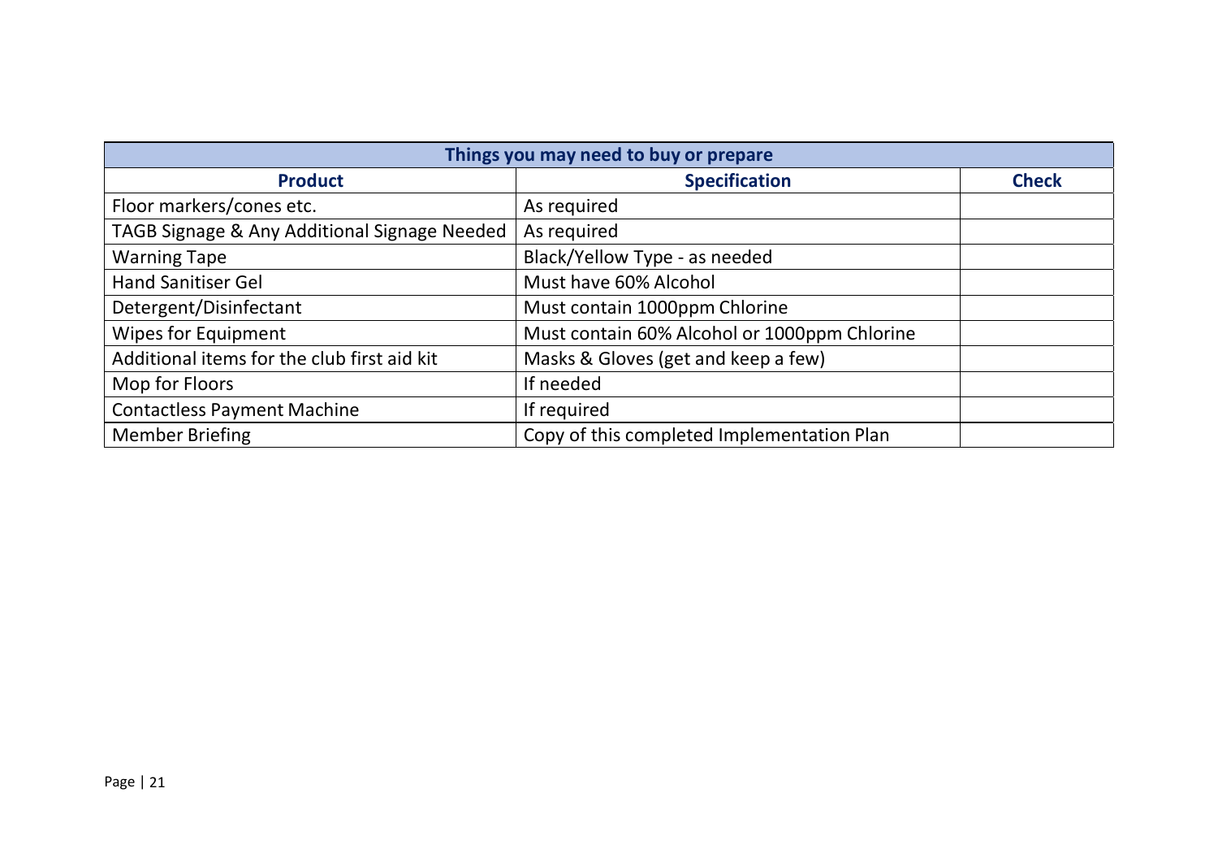| Things you may need to buy or prepare | | |
|---|---|---|
| **Product** | **Specification** | **Check** |
| Floor markers/cones etc. | As required | |
| TAGB Signage & Any Additional Signage Needed | As required | |
| Warning Tape | Black/Yellow Type - as needed | |
| Hand Sanitiser Gel | Must have 60% Alcohol | |
| Detergent/Disinfectant | Must contain 1000ppm Chlorine | |
| Wipes for Equipment | Must contain 60% Alcohol or 1000ppm Chlorine | |
| Additional items for the club first aid kit | Masks & Gloves (get and keep a few) | |
| Mop for Floors | If needed | |
| Contactless Payment Machine | If required | |
| Member Briefing | Copy of this completed Implementation Plan | |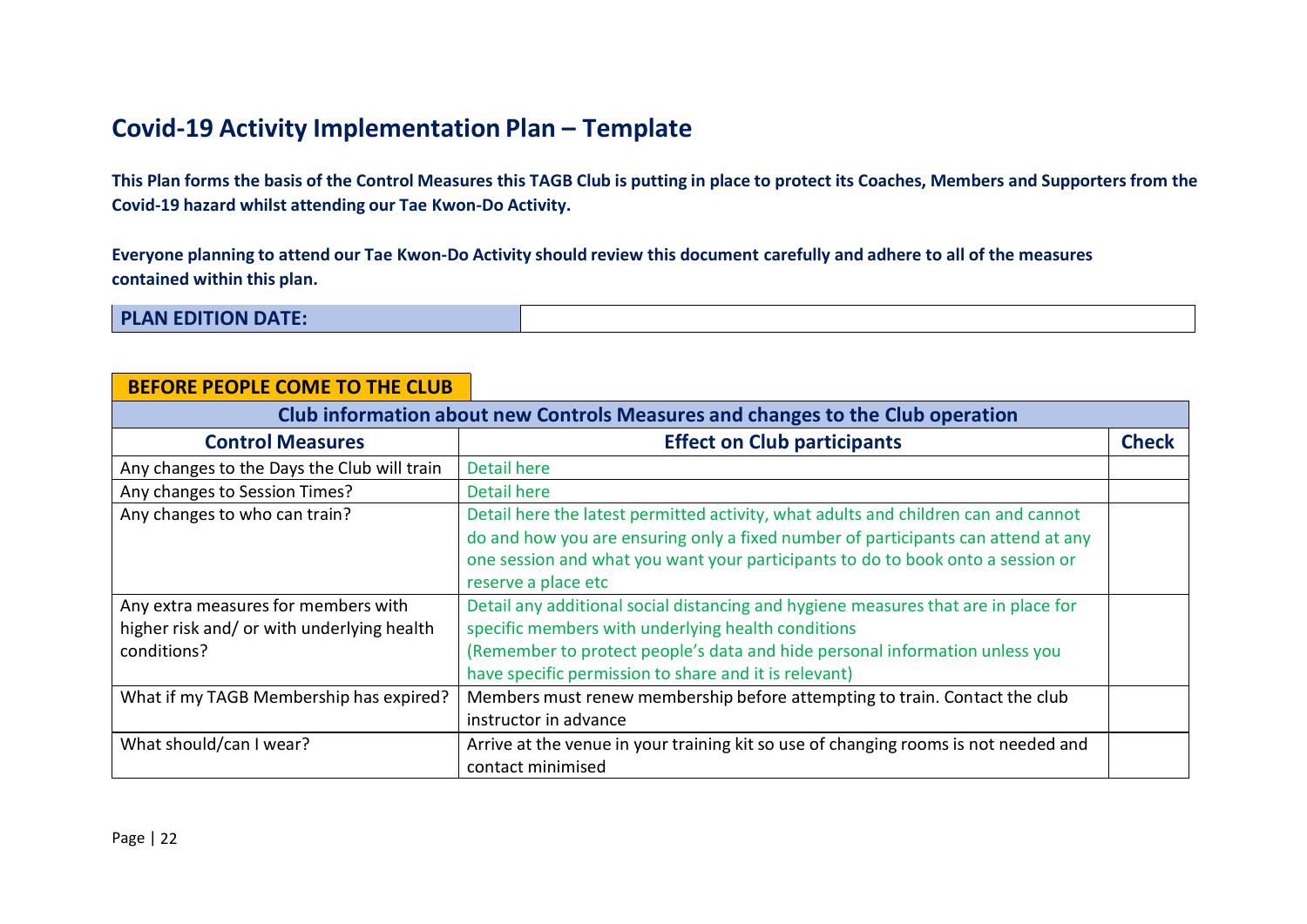# Covid-19 Activity Implementation Plan – Template

**This Plan forms the basis of the Control Measures this TAGB Club is putting in place to protect its Coaches, Members and Supporters from the Covid-19 hazard whilst attending our Tae Kwon-Do Activity.**

**Everyone planning to attend our Tae Kwon-Do Activity should review this document carefully and adhere to all of the measures contained within this plan.**

| **PLAN EDITION DATE:** | |
|---|---|

**BEFORE PEOPLE COME TO THE CLUB**

| **Club information about new Controls Measures and changes to the Club operation** | | |
|---|---|---|
| **Control Measures** | **Effect on Club participants** | **Check** |
| Any changes to the Days the Club will train | Detail here | |
| Any changes to Session Times? | Detail here | |
| Any changes to who can train? | Detail here the latest permitted activity, what adults and children can and cannot do and how you are ensuring only a fixed number of participants can attend at any one session and what you want your participants to do to book onto a session or reserve a place etc | |
| Any extra measures for members with higher risk and/ or with underlying health conditions? | Detail any additional social distancing and hygiene measures that are in place for specific members with underlying health conditions (Remember to protect people's data and hide personal information unless you have specific permission to share and it is relevant) | |
| What if my TAGB Membership has expired? | Members must renew membership before attempting to train. Contact the club instructor in advance | |
| What should/can I wear? | Arrive at the venue in your training kit so use of changing rooms is not needed and contact minimised | |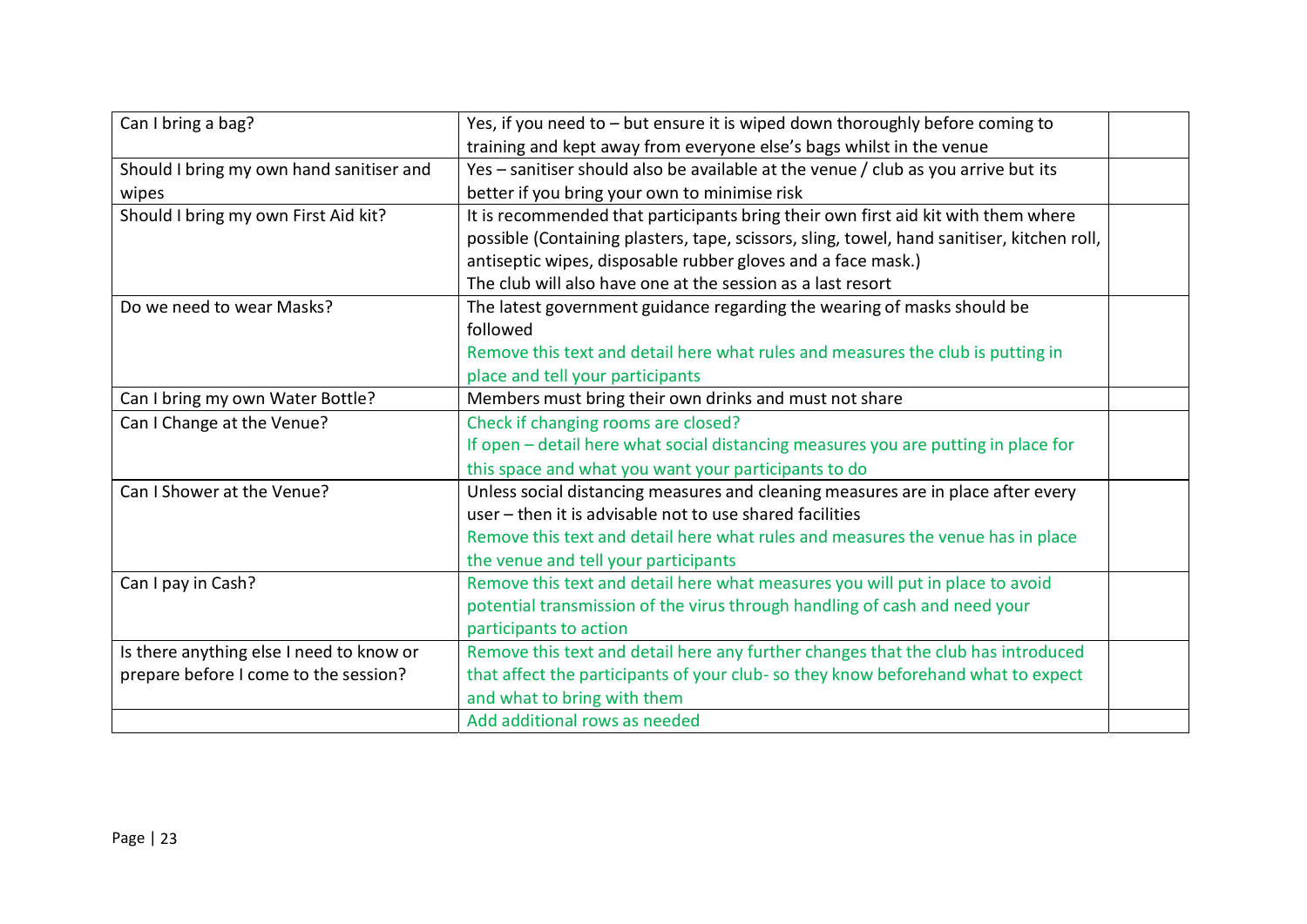| | | |
|---|---|---|
| Can I bring a bag? | Yes, if you need to – but ensure it is wiped down thoroughly before coming to training and kept away from everyone else's bags whilst in the venue | |
| Should I bring my own hand sanitiser and wipes | Yes – sanitiser should also be available at the venue / club as you arrive but its better if you bring your own to minimise risk | |
| Should I bring my own First Aid kit? | It is recommended that participants bring their own first aid kit with them where possible (Containing plasters, tape, scissors, sling, towel, hand sanitiser, kitchen roll, antiseptic wipes, disposable rubber gloves and a face mask.)<br>The club will also have one at the session as a last resort | |
| Do we need to wear Masks? | The latest government guidance regarding the wearing of masks should be followed<br>Remove this text and detail here what rules and measures the club is putting in place and tell your participants | |
| Can I bring my own Water Bottle? | Members must bring their own drinks and must not share | |
| Can I Change at the Venue? | Check if changing rooms are closed?<br>If open – detail here what social distancing measures you are putting in place for this space and what you want your participants to do | |
| Can I Shower at the Venue? | Unless social distancing measures and cleaning measures are in place after every user – then it is advisable not to use shared facilities<br>Remove this text and detail here what rules and measures the venue has in place the venue and tell your participants | |
| Can I pay in Cash? | Remove this text and detail here what measures you will put in place to avoid potential transmission of the virus through handling of cash and need your participants to action | |
| Is there anything else I need to know or prepare before I come to the session? | Remove this text and detail here any further changes that the club has introduced that affect the participants of your club- so they know beforehand what to expect and what to bring with them | |
| | Add additional rows as needed | |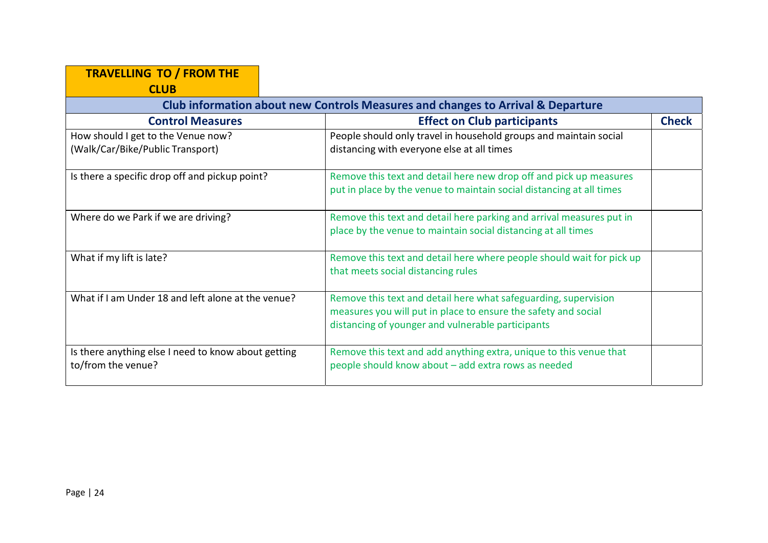## TRAVELLING TO / FROM THE CLUB

| Club information about new Controls Measures and changes to Arrival & Departure | | |
|---|---|---|
| **Control Measures** | **Effect on Club participants** | **Check** |
| How should I get to the Venue now? (Walk/Car/Bike/Public Transport) | People should only travel in household groups and maintain social distancing with everyone else at all times | |
| Is there a specific drop off and pickup point? | Remove this text and detail here new drop off and pick up measures put in place by the venue to maintain social distancing at all times | |
| Where do we Park if we are driving? | Remove this text and detail here parking and arrival measures put in place by the venue to maintain social distancing at all times | |
| What if my lift is late? | Remove this text and detail here where people should wait for pick up that meets social distancing rules | |
| What if I am Under 18 and left alone at the venue? | Remove this text and detail here what safeguarding, supervision measures you will put in place to ensure the safety and social distancing of younger and vulnerable participants | |
| Is there anything else I need to know about getting to/from the venue? | Remove this text and add anything extra, unique to this venue that people should know about – add extra rows as needed | |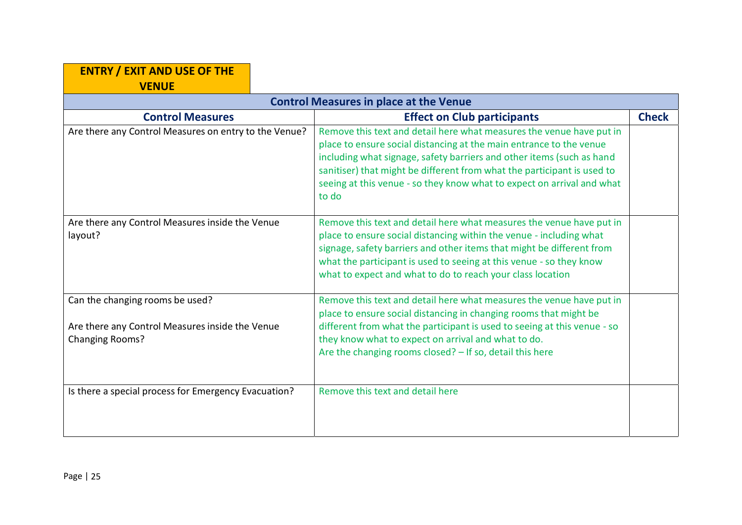## ENTRY / EXIT AND USE OF THE VENUE

| Control Measures in place at the Venue | | |
|---|---|---|
| **Control Measures** | **Effect on Club participants** | **Check** |
| Are there any Control Measures on entry to the Venue? | Remove this text and detail here what measures the venue have put in place to ensure social distancing at the main entrance to the venue including what signage, safety barriers and other items (such as hand sanitiser) that might be different from what the participant is used to seeing at this venue - so they know what to expect on arrival and what to do | |
| Are there any Control Measures inside the Venue layout? | Remove this text and detail here what measures the venue have put in place to ensure social distancing within the venue - including what signage, safety barriers and other items that might be different from what the participant is used to seeing at this venue - so they know what to expect and what to do to reach your class location | |
| Can the changing rooms be used?<br><br>Are there any Control Measures inside the Venue Changing Rooms? | Remove this text and detail here what measures the venue have put in place to ensure social distancing in changing rooms that might be different from what the participant is used to seeing at this venue - so they know what to expect on arrival and what to do.<br>Are the changing rooms closed? – If so, detail this here | |
| Is there a special process for Emergency Evacuation? | Remove this text and detail here | |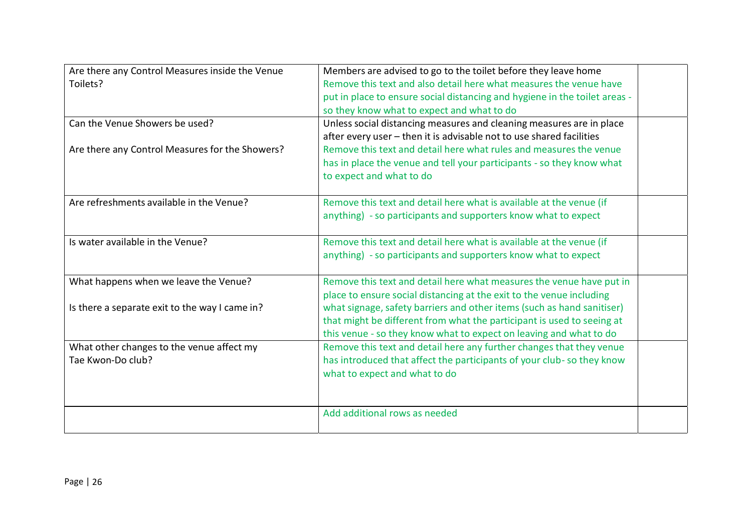| | | |
|---|---|---|
| Are there any Control Measures inside the Venue Toilets? | Members are advised to go to the toilet before they leave home<br>Remove this text and also detail here what measures the venue have put in place to ensure social distancing and hygiene in the toilet areas - so they know what to expect and what to do | |
| Can the Venue Showers be used?<br><br>Are there any Control Measures for the Showers? | Unless social distancing measures and cleaning measures are in place after every user – then it is advisable not to use shared facilities<br>Remove this text and detail here what rules and measures the venue has in place the venue and tell your participants - so they know what to expect and what to do | |
| Are refreshments available in the Venue? | Remove this text and detail here what is available at the venue (if anything) - so participants and supporters know what to expect | |
| Is water available in the Venue? | Remove this text and detail here what is available at the venue (if anything) - so participants and supporters know what to expect | |
| What happens when we leave the Venue?<br><br>Is there a separate exit to the way I came in? | Remove this text and detail here what measures the venue have put in place to ensure social distancing at the exit to the venue including what signage, safety barriers and other items (such as hand sanitiser) that might be different from what the participant is used to seeing at this venue - so they know what to expect on leaving and what to do | |
| What other changes to the venue affect my Tae Kwon-Do club? | Remove this text and detail here any further changes that they venue has introduced that affect the participants of your club- so they know what to expect and what to do | |
| | Add additional rows as needed | |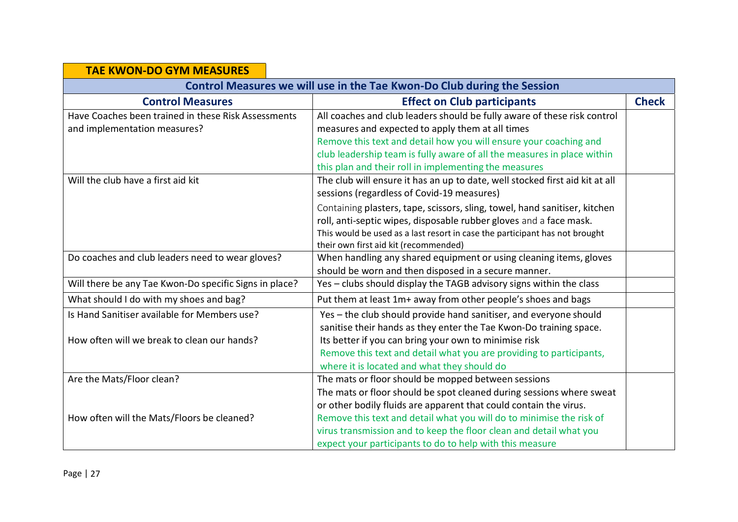## TAE KWON-DO GYM MEASURES

| Control Measures we will use in the Tae Kwon-Do Club during the Session | | |
|---|---|---|
| **Control Measures** | **Effect on Club participants** | **Check** |
| Have Coaches been trained in these Risk Assessments and implementation measures? | All coaches and club leaders should be fully aware of these risk control measures and expected to apply them at all times<br>Remove this text and detail how you will ensure your coaching and club leadership team is fully aware of all the measures in place within this plan and their roll in implementing the measures | |
| Will the club have a first aid kit | The club will ensure it has an up to date, well stocked first aid kit at all sessions (regardless of Covid-19 measures)<br>Containing plasters, tape, scissors, sling, towel, hand sanitiser, kitchen roll, anti-septic wipes, disposable rubber gloves and a face mask.<br>This would be used as a last resort in case the participant has not brought their own first aid kit (recommended) | |
| Do coaches and club leaders need to wear gloves? | When handling any shared equipment or using cleaning items, gloves should be worn and then disposed in a secure manner. | |
| Will there be any Tae Kwon-Do specific Signs in place? | Yes – clubs should display the TAGB advisory signs within the class | |
| What should I do with my shoes and bag? | Put them at least 1m+ away from other people's shoes and bags | |
| Is Hand Sanitiser available for Members use?<br><br>How often will we break to clean our hands? | Yes – the club should provide hand sanitiser, and everyone should sanitise their hands as they enter the Tae Kwon-Do training space.<br>Its better if you can bring your own to minimise risk<br>Remove this text and detail what you are providing to participants, where it is located and what they should do | |
| Are the Mats/Floor clean?<br><br>How often will the Mats/Floors be cleaned? | The mats or floor should be mopped between sessions<br>The mats or floor should be spot cleaned during sessions where sweat or other bodily fluids are apparent that could contain the virus.<br>Remove this text and detail what you will do to minimise the risk of virus transmission and to keep the floor clean and detail what you expect your participants to do to help with this measure | |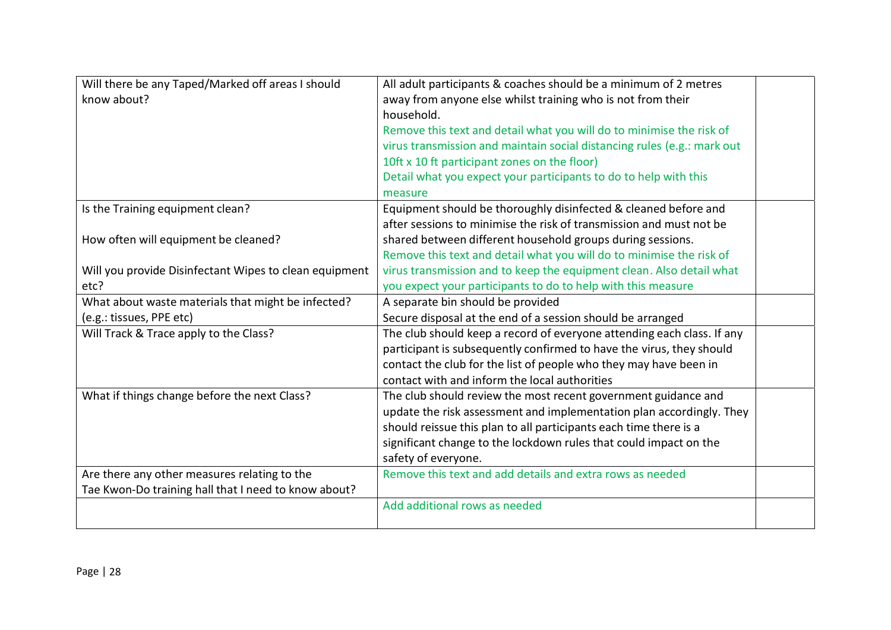| Will there be any Taped/Marked off areas I should know about? | All adult participants & coaches should be a minimum of 2 metres away from anyone else whilst training who is not from their household.<br>Remove this text and detail what you will do to minimise the risk of virus transmission and maintain social distancing rules (e.g.: mark out 10ft x 10 ft participant zones on the floor)<br>Detail what you expect your participants to do to help with this measure | |
|---|---|---|
| Is the Training equipment clean?<br><br>How often will equipment be cleaned?<br><br>Will you provide Disinfectant Wipes to clean equipment etc? | Equipment should be thoroughly disinfected & cleaned before and after sessions to minimise the risk of transmission and must not be shared between different household groups during sessions.<br>Remove this text and detail what you will do to minimise the risk of virus transmission and to keep the equipment clean. Also detail what you expect your participants to do to help with this measure | |
| What about waste materials that might be infected? (e.g.: tissues, PPE etc) | A separate bin should be provided<br>Secure disposal at the end of a session should be arranged | |
| Will Track & Trace apply to the Class? | The club should keep a record of everyone attending each class. If any participant is subsequently confirmed to have the virus, they should contact the club for the list of people who they may have been in contact with and inform the local authorities | |
| What if things change before the next Class? | The club should review the most recent government guidance and update the risk assessment and implementation plan accordingly. They should reissue this plan to all participants each time there is a significant change to the lockdown rules that could impact on the safety of everyone. | |
| Are there any other measures relating to the Tae Kwon-Do training hall that I need to know about? | Remove this text and add details and extra rows as needed | |
| | Add additional rows as needed | |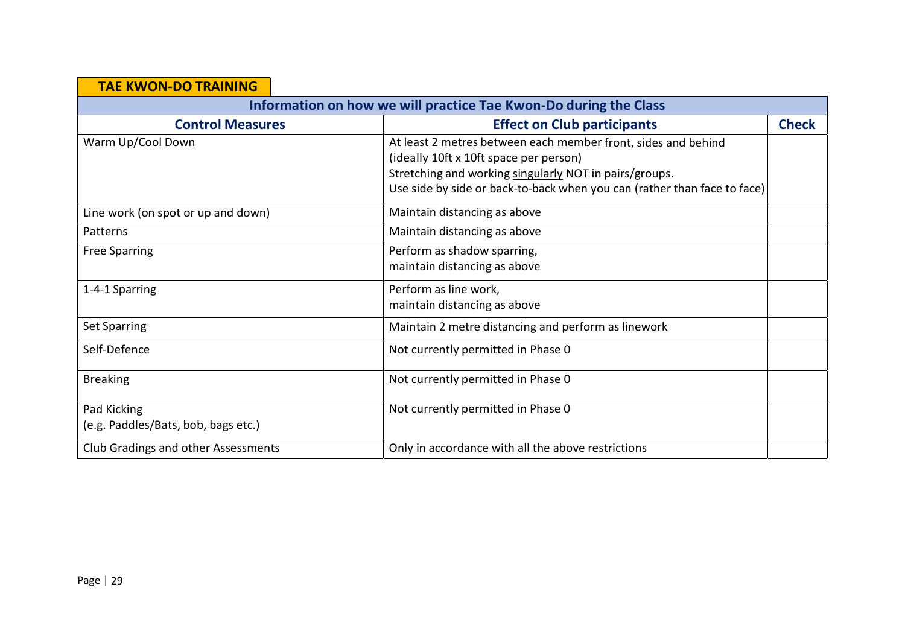## TAE KWON-DO TRAINING

| Information on how we will practice Tae Kwon-Do during the Class | | |
|---|---|---|
| **Control Measures** | **Effect on Club participants** | **Check** |
| Warm Up/Cool Down | At least 2 metres between each member front, sides and behind (ideally 10ft x 10ft space per person)<br>Stretching and working singularly NOT in pairs/groups.<br>Use side by side or back-to-back when you can (rather than face to face) | |
| Line work (on spot or up and down) | Maintain distancing as above | |
| Patterns | Maintain distancing as above | |
| Free Sparring | Perform as shadow sparring,<br>maintain distancing as above | |
| 1-4-1 Sparring | Perform as line work,<br>maintain distancing as above | |
| Set Sparring | Maintain 2 metre distancing and perform as linework | |
| Self-Defence | Not currently permitted in Phase 0 | |
| Breaking | Not currently permitted in Phase 0 | |
| Pad Kicking<br>(e.g. Paddles/Bats, bob, bags etc.) | Not currently permitted in Phase 0 | |
| Club Gradings and other Assessments | Only in accordance with all the above restrictions | |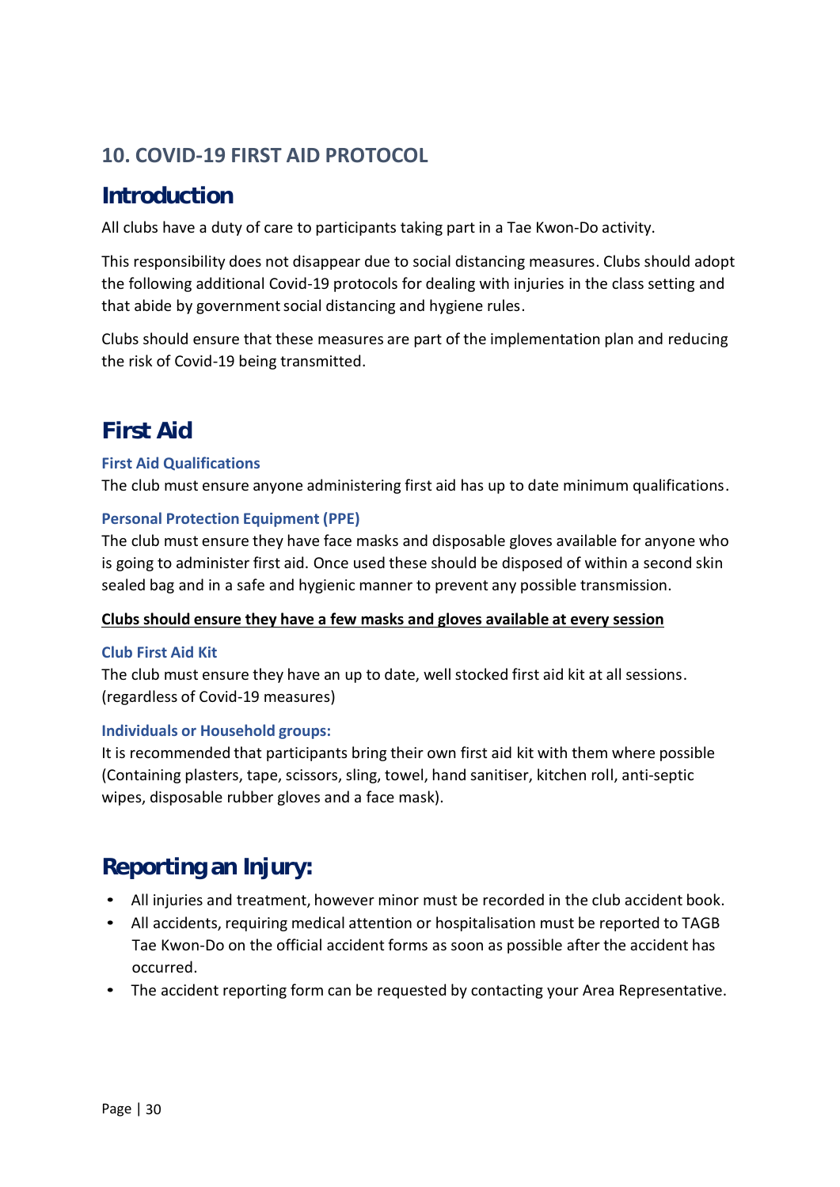## 10. COVID-19 FIRST AID PROTOCOL

## Introduction

All clubs have a duty of care to participants taking part in a Tae Kwon-Do activity.

This responsibility does not disappear due to social distancing measures. Clubs should adopt the following additional Covid-19 protocols for dealing with injuries in the class setting and that abide by government social distancing and hygiene rules.

Clubs should ensure that these measures are part of the implementation plan and reducing the risk of Covid-19 being transmitted.

## First Aid

### First Aid Qualifications

The club must ensure anyone administering first aid has up to date minimum qualifications.

### Personal Protection Equipment (PPE)

The club must ensure they have face masks and disposable gloves available for anyone who is going to administer first aid. Once used these should be disposed of within a second skin sealed bag and in a safe and hygienic manner to prevent any possible transmission.

**Clubs should ensure they have a few masks and gloves available at every session**

### Club First Aid Kit

The club must ensure they have an up to date, well stocked first aid kit at all sessions. (regardless of Covid-19 measures)

### Individuals or Household groups:

It is recommended that participants bring their own first aid kit with them where possible (Containing plasters, tape, scissors, sling, towel, hand sanitiser, kitchen roll, anti-septic wipes, disposable rubber gloves and a face mask).

## Reporting an Injury:

- All injuries and treatment, however minor must be recorded in the club accident book.
- All accidents, requiring medical attention or hospitalisation must be reported to TAGB Tae Kwon-Do on the official accident forms as soon as possible after the accident has occurred.
- The accident reporting form can be requested by contacting your Area Representative.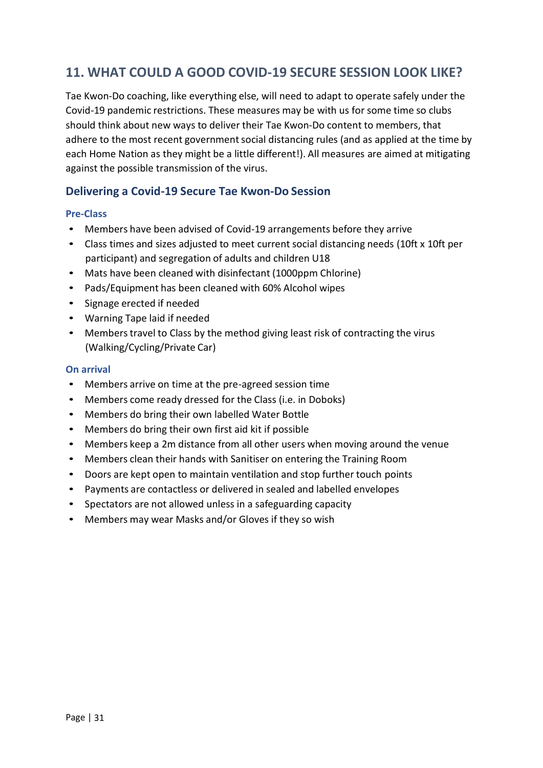## 11. WHAT COULD A GOOD COVID-19 SECURE SESSION LOOK LIKE?

Tae Kwon-Do coaching, like everything else, will need to adapt to operate safely under the Covid-19 pandemic restrictions. These measures may be with us for some time so clubs should think about new ways to deliver their Tae Kwon-Do content to members, that adhere to the most recent government social distancing rules (and as applied at the time by each Home Nation as they might be a little different!). All measures are aimed at mitigating against the possible transmission of the virus.

### Delivering a Covid-19 Secure Tae Kwon-Do Session

#### Pre-Class

- Members have been advised of Covid-19 arrangements before they arrive
- Class times and sizes adjusted to meet current social distancing needs (10ft x 10ft per participant) and segregation of adults and children U18
- Mats have been cleaned with disinfectant (1000ppm Chlorine)
- Pads/Equipment has been cleaned with 60% Alcohol wipes
- Signage erected if needed
- Warning Tape laid if needed
- Members travel to Class by the method giving least risk of contracting the virus (Walking/Cycling/Private Car)

#### On arrival

- Members arrive on time at the pre-agreed session time
- Members come ready dressed for the Class (i.e. in Doboks)
- Members do bring their own labelled Water Bottle
- Members do bring their own first aid kit if possible
- Members keep a 2m distance from all other users when moving around the venue
- Members clean their hands with Sanitiser on entering the Training Room
- Doors are kept open to maintain ventilation and stop further touch points
- Payments are contactless or delivered in sealed and labelled envelopes
- Spectators are not allowed unless in a safeguarding capacity
- Members may wear Masks and/or Gloves if they so wish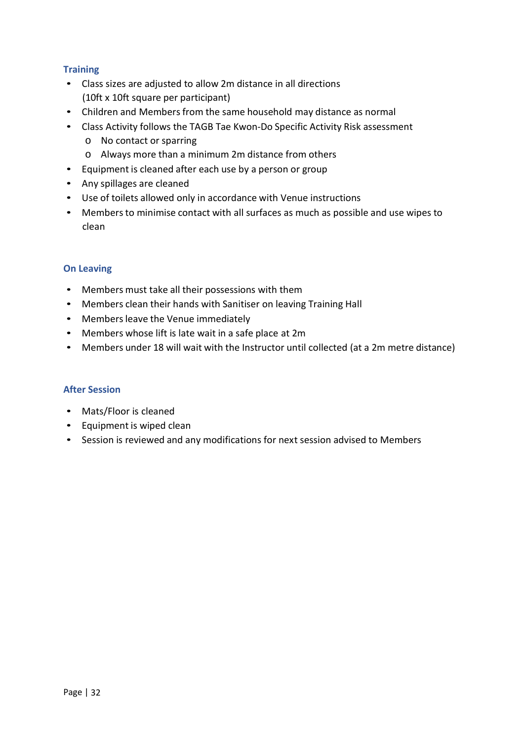### Training

- Class sizes are adjusted to allow 2m distance in all directions
  (10ft x 10ft square per participant)
- Children and Members from the same household may distance as normal
- Class Activity follows the TAGB Tae Kwon-Do Specific Activity Risk assessment
  - No contact or sparring
  - Always more than a minimum 2m distance from others
- Equipment is cleaned after each use by a person or group
- Any spillages are cleaned
- Use of toilets allowed only in accordance with Venue instructions
- Members to minimise contact with all surfaces as much as possible and use wipes to clean

### On Leaving

- Members must take all their possessions with them
- Members clean their hands with Sanitiser on leaving Training Hall
- Members leave the Venue immediately
- Members whose lift is late wait in a safe place at 2m
- Members under 18 will wait with the Instructor until collected (at a 2m metre distance)

### After Session

- Mats/Floor is cleaned
- Equipment is wiped clean
- Session is reviewed and any modifications for next session advised to Members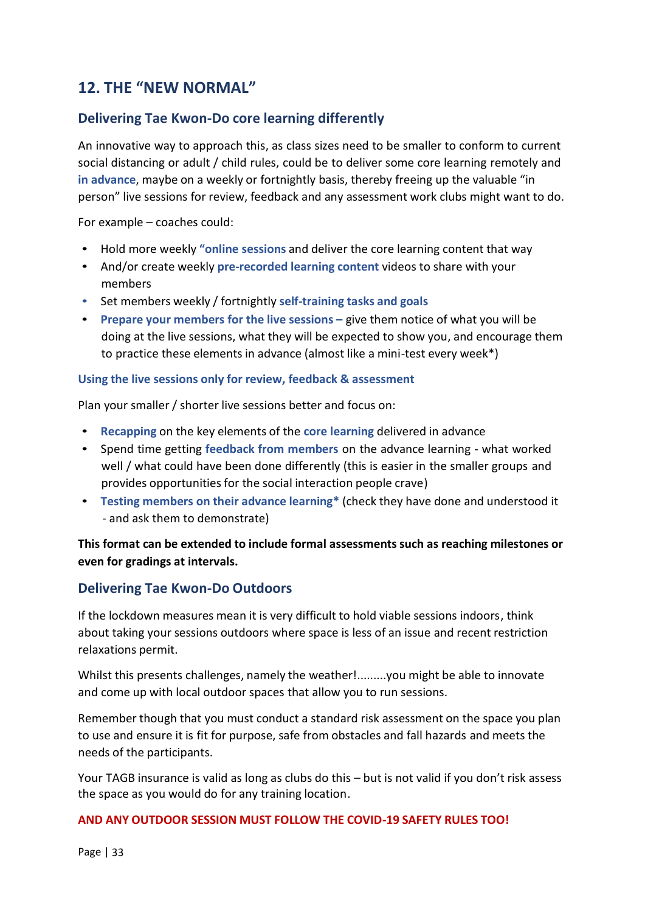## 12. THE "NEW NORMAL"

### Delivering Tae Kwon-Do core learning differently

An innovative way to approach this, as class sizes need to be smaller to conform to current social distancing or adult / child rules, could be to deliver some core learning remotely and **in advance**, maybe on a weekly or fortnightly basis, thereby freeing up the valuable "in person" live sessions for review, feedback and any assessment work clubs might want to do.

For example – coaches could:

- Hold more weekly **"online sessions** and deliver the core learning content that way
- And/or create weekly **pre-recorded learning content** videos to share with your members
- Set members weekly / fortnightly **self-training tasks and goals**
- **Prepare your members for the live sessions –** give them notice of what you will be doing at the live sessions, what they will be expected to show you, and encourage them to practice these elements in advance (almost like a mini-test every week*)

#### Using the live sessions only for review, feedback & assessment

Plan your smaller / shorter live sessions better and focus on:

- **Recapping** on the key elements of the **core learning** delivered in advance
- Spend time getting **feedback from members** on the advance learning - what worked well / what could have been done differently (this is easier in the smaller groups and provides opportunities for the social interaction people crave)
- **Testing members on their advance learning*** (check they have done and understood it - and ask them to demonstrate)

**This format can be extended to include formal assessments such as reaching milestones or even for gradings at intervals.**

### Delivering Tae Kwon-Do Outdoors

If the lockdown measures mean it is very difficult to hold viable sessions indoors, think about taking your sessions outdoors where space is less of an issue and recent restriction relaxations permit.

Whilst this presents challenges, namely the weather!.........you might be able to innovate and come up with local outdoor spaces that allow you to run sessions.

Remember though that you must conduct a standard risk assessment on the space you plan to use and ensure it is fit for purpose, safe from obstacles and fall hazards and meets the needs of the participants.

Your TAGB insurance is valid as long as clubs do this – but is not valid if you don't risk assess the space as you would do for any training location.

**AND ANY OUTDOOR SESSION MUST FOLLOW THE COVID-19 SAFETY RULES TOO!**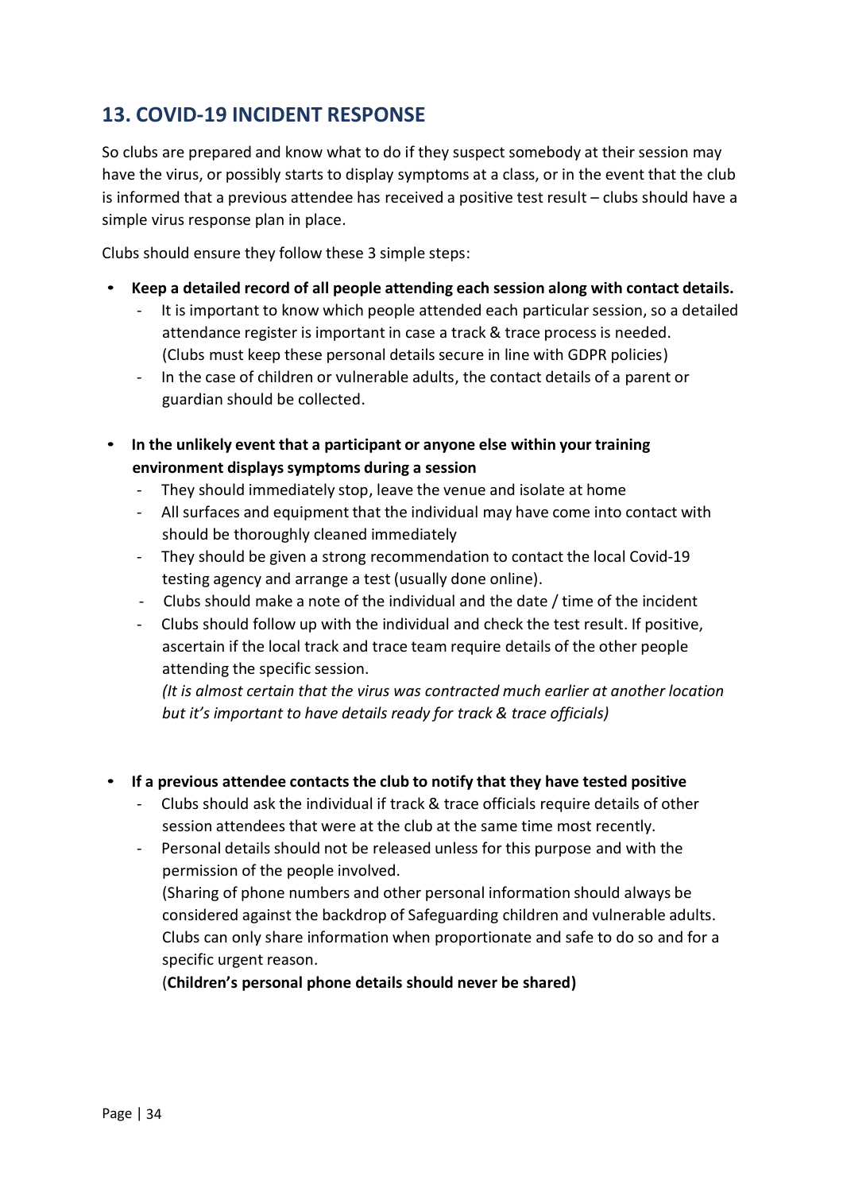## 13. COVID-19 INCIDENT RESPONSE

So clubs are prepared and know what to do if they suspect somebody at their session may have the virus, or possibly starts to display symptoms at a class, or in the event that the club is informed that a previous attendee has received a positive test result – clubs should have a simple virus response plan in place.

Clubs should ensure they follow these 3 simple steps:

- **Keep a detailed record of all people attending each session along with contact details.**
  - It is important to know which people attended each particular session, so a detailed attendance register is important in case a track & trace process is needed. (Clubs must keep these personal details secure in line with GDPR policies)
  - In the case of children or vulnerable adults, the contact details of a parent or guardian should be collected.

- **In the unlikely event that a participant or anyone else within your training environment displays symptoms during a session**
  - They should immediately stop, leave the venue and isolate at home
  - All surfaces and equipment that the individual may have come into contact with should be thoroughly cleaned immediately
  - They should be given a strong recommendation to contact the local Covid-19 testing agency and arrange a test (usually done online).
  - Clubs should make a note of the individual and the date / time of the incident
  - Clubs should follow up with the individual and check the test result. If positive, ascertain if the local track and trace team require details of the other people attending the specific session.
    *(It is almost certain that the virus was contracted much earlier at another location but it's important to have details ready for track & trace officials)*

- **If a previous attendee contacts the club to notify that they have tested positive**
  - Clubs should ask the individual if track & trace officials require details of other session attendees that were at the club at the same time most recently.
  - Personal details should not be released unless for this purpose and with the permission of the people involved.
    (Sharing of phone numbers and other personal information should always be considered against the backdrop of Safeguarding children and vulnerable adults. Clubs can only share information when proportionate and safe to do so and for a specific urgent reason.
    (**Children's personal phone details should never be shared)**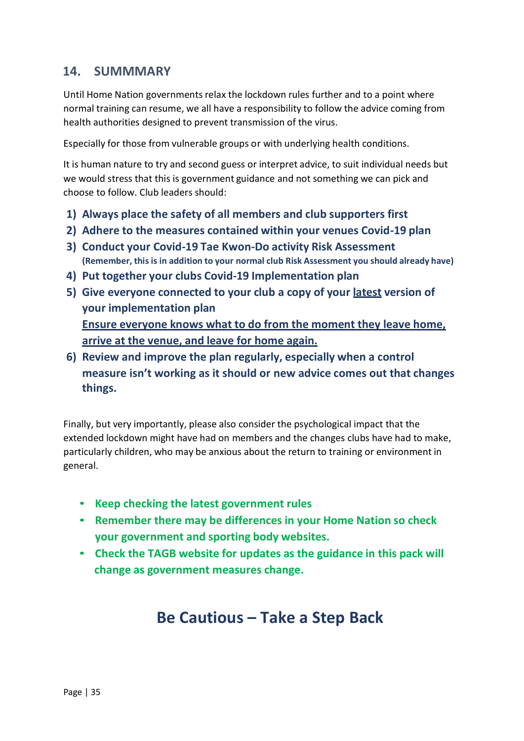## 14. SUMMMARY

Until Home Nation governments relax the lockdown rules further and to a point where normal training can resume, we all have a responsibility to follow the advice coming from health authorities designed to prevent transmission of the virus.

Especially for those from vulnerable groups or with underlying health conditions.

It is human nature to try and second guess or interpret advice, to suit individual needs but we would stress that this is government guidance and not something we can pick and choose to follow. Club leaders should:

1) **Always place the safety of all members and club supporters first**
2) **Adhere to the measures contained within your venues Covid-19 plan**
3) **Conduct your Covid-19 Tae Kwon-Do activity Risk Assessment**
   **(Remember, this is in addition to your normal club Risk Assessment you should already have)**
4) **Put together your clubs Covid-19 Implementation plan**
5) **Give everyone connected to your club a copy of your latest version of your implementation plan**
   **Ensure everyone knows what to do from the moment they leave home, arrive at the venue, and leave for home again.**
6) **Review and improve the plan regularly, especially when a control measure isn't working as it should or new advice comes out that changes things.**

Finally, but very importantly, please also consider the psychological impact that the extended lockdown might have had on members and the changes clubs have had to make, particularly children, who may be anxious about the return to training or environment in general.

- **Keep checking the latest government rules**
- **Remember there may be differences in your Home Nation so check your government and sporting body websites.**
- **Check the TAGB website for updates as the guidance in this pack will change as government measures change.**

# Be Cautious – Take a Step Back